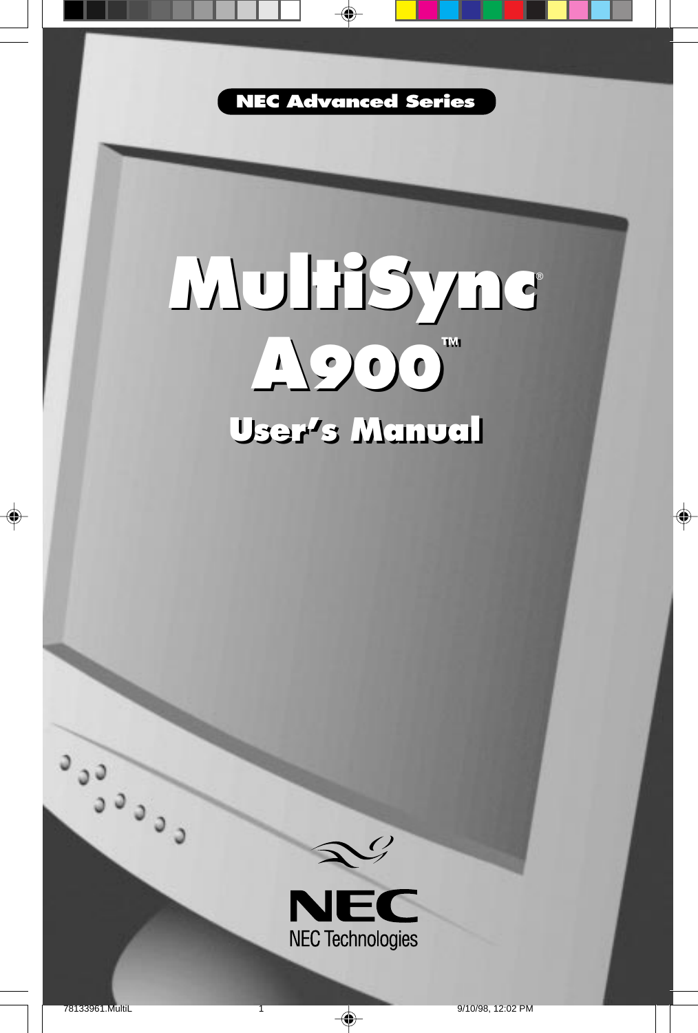NEC Advanced Series

# MultiSync®

# A900™

## User's Manual

NEC

NEC Technologies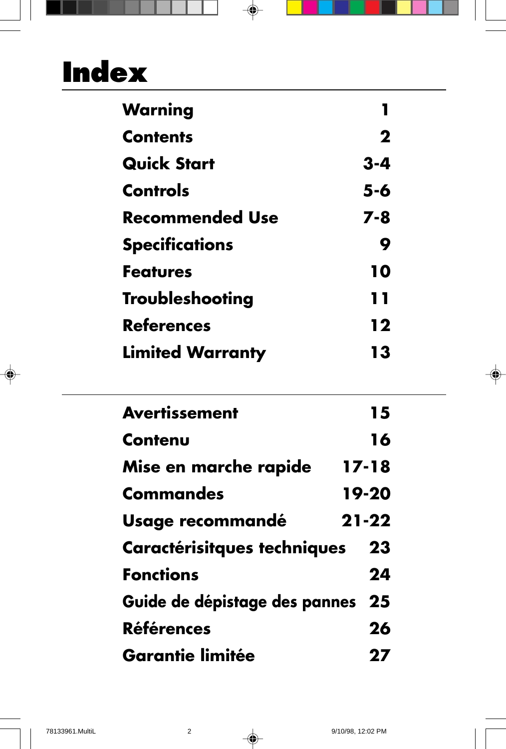# Index

| | |
|---|---|
| **Warning** | **1** |
| **Contents** | **2** |
| **Quick Start** | **3-4** |
| **Controls** | **5-6** |
| **Recommended Use** | **7-8** |
| **Specifications** | **9** |
| **Features** | **10** |
| **Troubleshooting** | **11** |
| **References** | **12** |
| **Limited Warranty** | **13** |

---

| | |
|---|---|
| **Avertissement** | **15** |
| **Contenu** | **16** |
| **Mise en marche rapide** | **17-18** |
| **Commandes** | **19-20** |
| **Usage recommandé** | **21-22** |
| **Caractérisitques techniques** | **23** |
| **Fonctions** | **24** |
| **Guide de dépistage des pannes** | **25** |
| **Références** | **26** |
| **Garantie limitée** | **27** |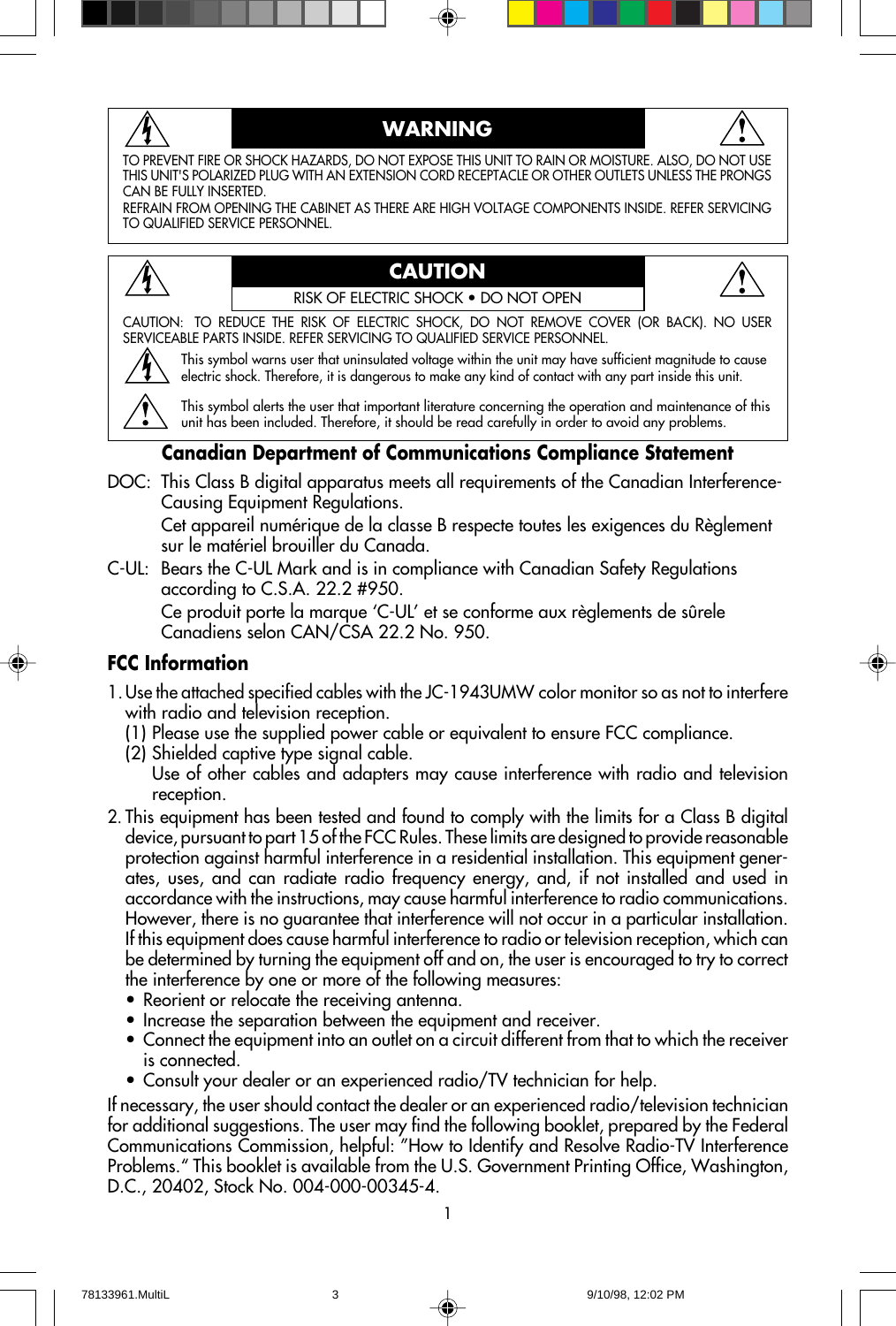## WARNING

TO PREVENT FIRE OR SHOCK HAZARDS, DO NOT EXPOSE THIS UNIT TO RAIN OR MOISTURE. ALSO, DO NOT USE THIS UNIT'S POLARIZED PLUG WITH AN EXTENSION CORD RECEPTACLE OR OTHER OUTLETS UNLESS THE PRONGS CAN BE FULLY INSERTED.

REFRAIN FROM OPENING THE CABINET AS THERE ARE HIGH VOLTAGE COMPONENTS INSIDE. REFER SERVICING TO QUALIFIED SERVICE PERSONNEL.

## CAUTION

RISK OF ELECTRIC SHOCK • DO NOT OPEN

CAUTION: TO REDUCE THE RISK OF ELECTRIC SHOCK, DO NOT REMOVE COVER (OR BACK). NO USER SERVICEABLE PARTS INSIDE. REFER SERVICING TO QUALIFIED SERVICE PERSONNEL.

This symbol warns user that uninsulated voltage within the unit may have sufficient magnitude to cause electric shock. Therefore, it is dangerous to make any kind of contact with any part inside this unit.

This symbol alerts the user that important literature concerning the operation and maintenance of this unit has been included. Therefore, it should be read carefully in order to avoid any problems.

### Canadian Department of Communications Compliance Statement

DOC: This Class B digital apparatus meets all requirements of the Canadian Interference-Causing Equipment Regulations.

Cet appareil numérique de la classe B respecte toutes les exigences du Règlement sur le matériel brouiller du Canada.

C-UL: Bears the C-UL Mark and is in compliance with Canadian Safety Regulations according to C.S.A. 22.2 #950.

Ce produit porte la marque 'C-UL' et se conforme aux règlements de sûrele Canadiens selon CAN/CSA 22.2 No. 950.

### FCC Information

1. Use the attached specified cables with the JC-1943UMW color monitor so as not to interfere with radio and television reception.
   (1) Please use the supplied power cable or equivalent to ensure FCC compliance.
   (2) Shielded captive type signal cable.
   Use of other cables and adapters may cause interference with radio and television reception.
2. This equipment has been tested and found to comply with the limits for a Class B digital device, pursuant to part 15 of the FCC Rules. These limits are designed to provide reasonable protection against harmful interference in a residential installation. This equipment generates, uses, and can radiate radio frequency energy, and, if not installed and used in accordance with the instructions, may cause harmful interference to radio communications. However, there is no guarantee that interference will not occur in a particular installation. If this equipment does cause harmful interference to radio or television reception, which can be determined by turning the equipment off and on, the user is encouraged to try to correct the interference by one or more of the following measures:
   - Reorient or relocate the receiving antenna.
   - Increase the separation between the equipment and receiver.
   - Connect the equipment into an outlet on a circuit different from that to which the receiver is connected.
   - Consult your dealer or an experienced radio/TV technician for help.

If necessary, the user should contact the dealer or an experienced radio/television technician for additional suggestions. The user may find the following booklet, prepared by the Federal Communications Commission, helpful: "How to Identify and Resolve Radio-TV Interference Problems." This booklet is available from the U.S. Government Printing Office, Washington, D.C., 20402, Stock No. 004-000-00345-4.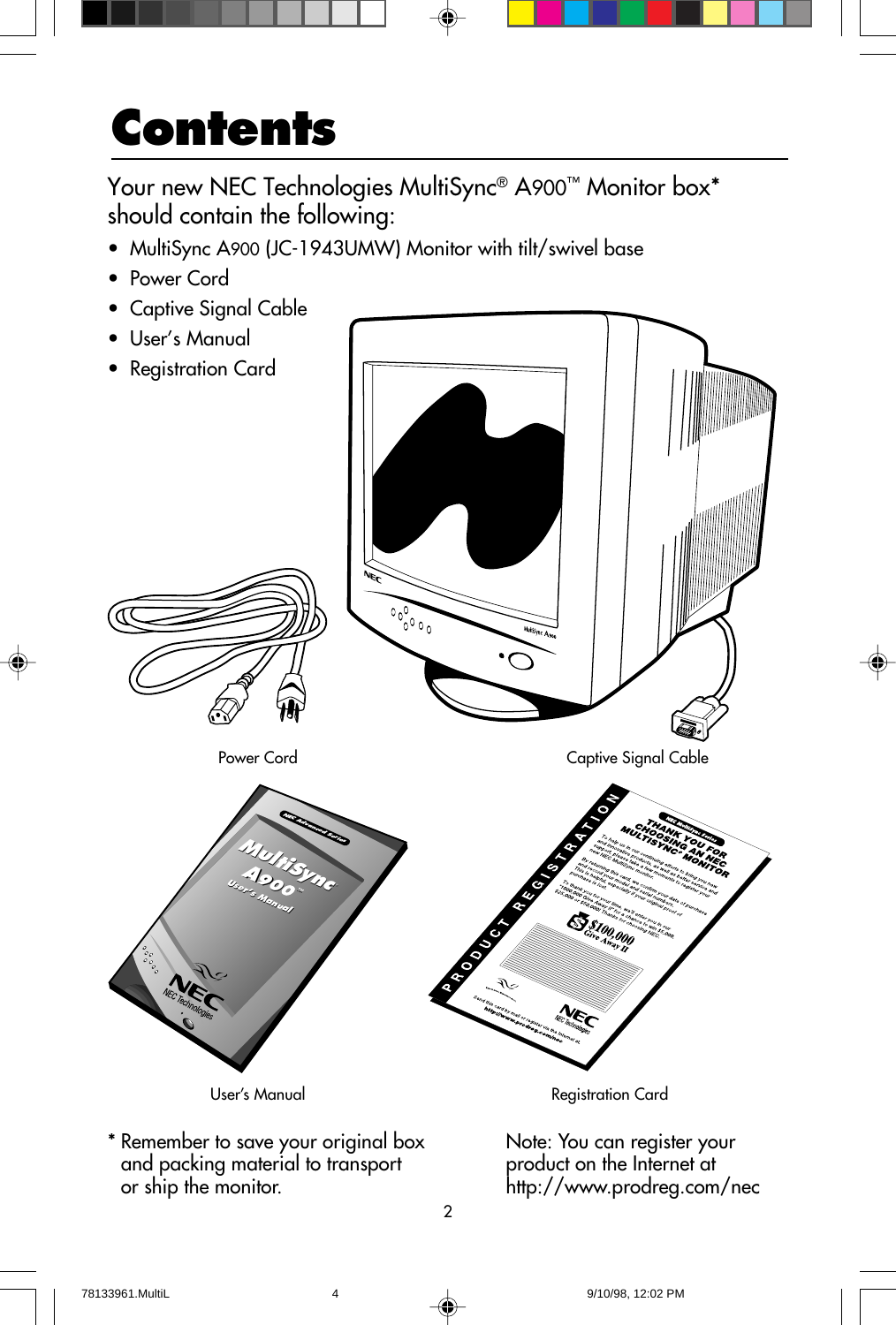# Contents

Your new NEC Technologies MultiSync® A900™ Monitor box* should contain the following:

- MultiSync A900 (JC-1943UMW) Monitor with tilt/swivel base
- Power Cord
- Captive Signal Cable
- User's Manual
- Registration Card

Power Cord

Captive Signal Cable

User's Manual

Registration Card

\* Remember to save your original box and packing material to transport or ship the monitor.

Note: You can register your product on the Internet at http://www.prodreg.com/nec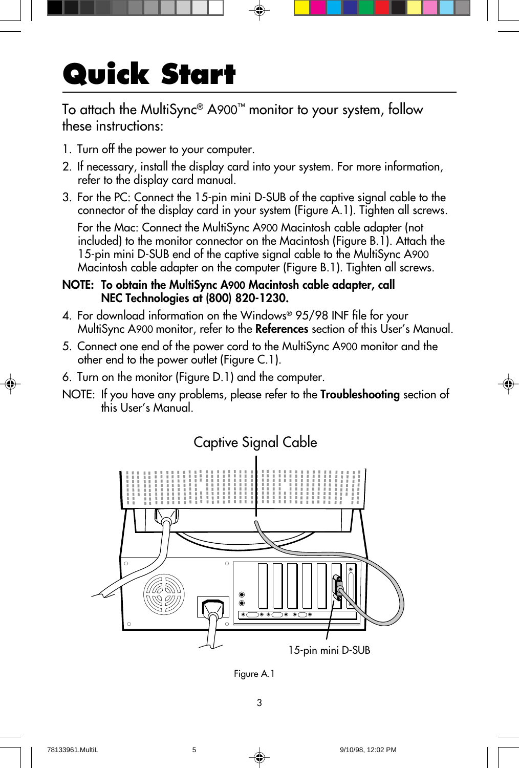# Quick Start

To attach the MultiSync® A900™ monitor to your system, follow these instructions:

1. Turn off the power to your computer.
2. If necessary, install the display card into your system. For more information, refer to the display card manual.
3. For the PC: Connect the 15-pin mini D-SUB of the captive signal cable to the connector of the display card in your system (Figure A.1). Tighten all screws.

   For the Mac: Connect the MultiSync A900 Macintosh cable adapter (not included) to the monitor connector on the Macintosh (Figure B.1). Attach the 15-pin mini D-SUB end of the captive signal cable to the MultiSync A900 Macintosh cable adapter on the computer (Figure B.1). Tighten all screws.

**NOTE: To obtain the MultiSync A900 Macintosh cable adapter, call NEC Technologies at (800) 820-1230.**

4. For download information on the Windows® 95/98 INF file for your MultiSync A900 monitor, refer to the **References** section of this User's Manual.
5. Connect one end of the power cord to the MultiSync A900 monitor and the other end to the power outlet (Figure C.1).
6. Turn on the monitor (Figure D.1) and the computer.

NOTE: If you have any problems, please refer to the **Troubleshooting** section of this User's Manual.

Captive Signal Cable

15-pin mini D-SUB

Figure A.1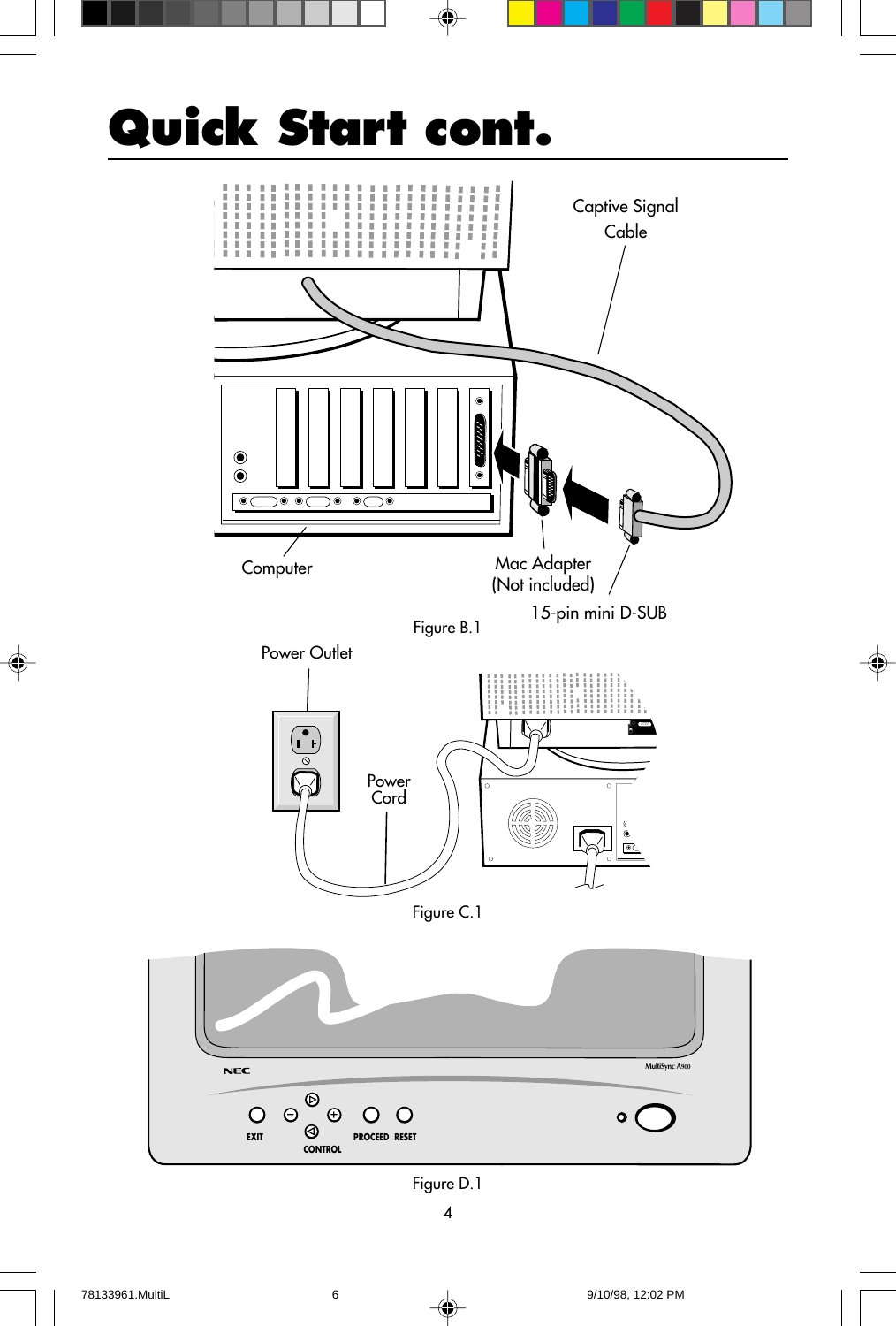# Quick Start cont.

Captive Signal Cable

Computer

Mac Adapter (Not included)

15-pin mini D-SUB

Figure B.1

Power Outlet

Power Cord

Figure C.1

NEC

MultiSync A900

EXIT

CONTROL

PROCEED RESET

Figure D.1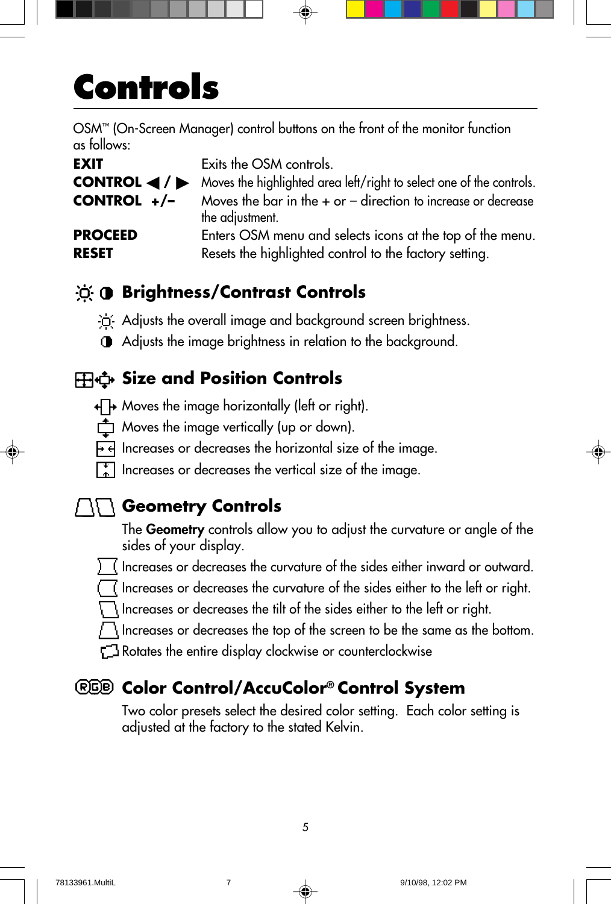# Controls

OSM™ (On-Screen Manager) control buttons on the front of the monitor function as follows:

| | |
|---|---|
| **EXIT** | Exits the OSM controls. |
| **CONTROL ◀ / ▶** | Moves the highlighted area left/right to select one of the controls. |
| **CONTROL +/–** | Moves the bar in the + or – direction to increase or decrease the adjustment. |
| **PROCEED** | Enters OSM menu and selects icons at the top of the menu. |
| **RESET** | Resets the highlighted control to the factory setting. |

## Brightness/Contrast Controls

Adjusts the overall image and background screen brightness.

Adjusts the image brightness in relation to the background.

## Size and Position Controls

Moves the image horizontally (left or right).

Moves the image vertically (up or down).

Increases or decreases the horizontal size of the image.

Increases or decreases the vertical size of the image.

## Geometry Controls

The **Geometry** controls allow you to adjust the curvature or angle of the sides of your display.

Increases or decreases the curvature of the sides either inward or outward.

Increases or decreases the curvature of the sides either to the left or right.

Increases or decreases the tilt of the sides either to the left or right.

Increases or decreases the top of the screen to be the same as the bottom.

Rotates the entire display clockwise or counterclockwise

## Color Control/AccuColor® Control System

Two color presets select the desired color setting. Each color setting is adjusted at the factory to the stated Kelvin.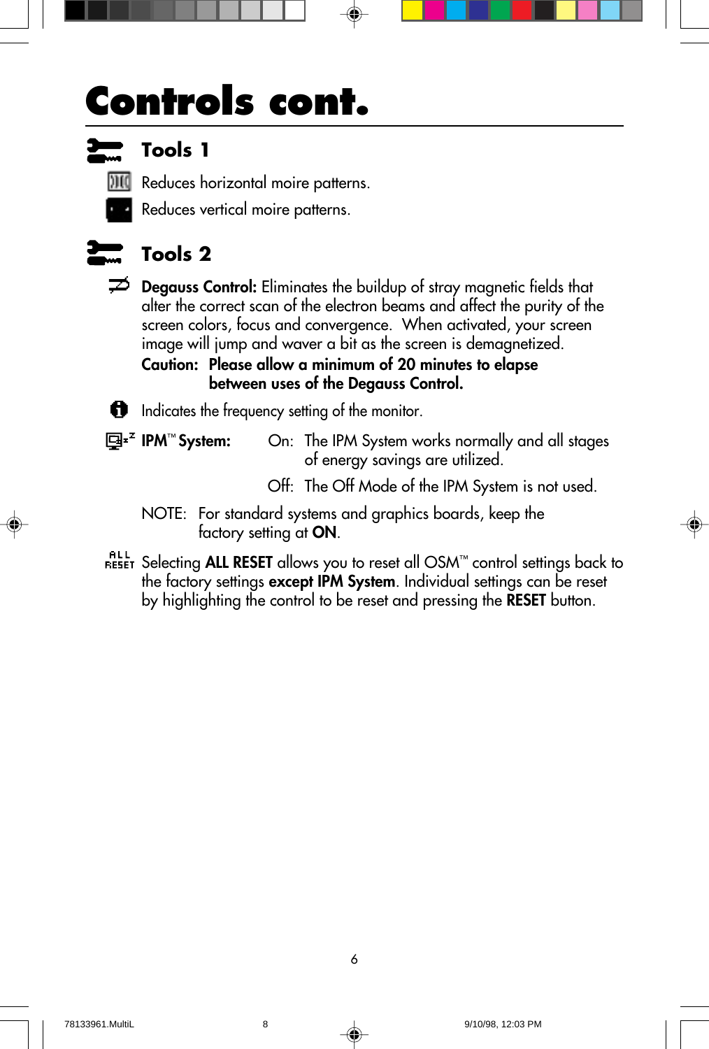# Controls cont.

## Tools 1

Reduces horizontal moire patterns.

Reduces vertical moire patterns.

## Tools 2

**Degauss Control:** Eliminates the buildup of stray magnetic fields that alter the correct scan of the electron beams and affect the purity of the screen colors, focus and convergence. When activated, your screen image will jump and waver a bit as the screen is demagnetized.

**Caution: Please allow a minimum of 20 minutes to elapse between uses of the Degauss Control.**

Indicates the frequency setting of the monitor.

**IPM™ System:** On: The IPM System works normally and all stages of energy savings are utilized.

Off: The Off Mode of the IPM System is not used.

NOTE: For standard systems and graphics boards, keep the factory setting at **ON**.

Selecting **ALL RESET** allows you to reset all OSM™ control settings back to the factory settings **except IPM System**. Individual settings can be reset by highlighting the control to be reset and pressing the **RESET** button.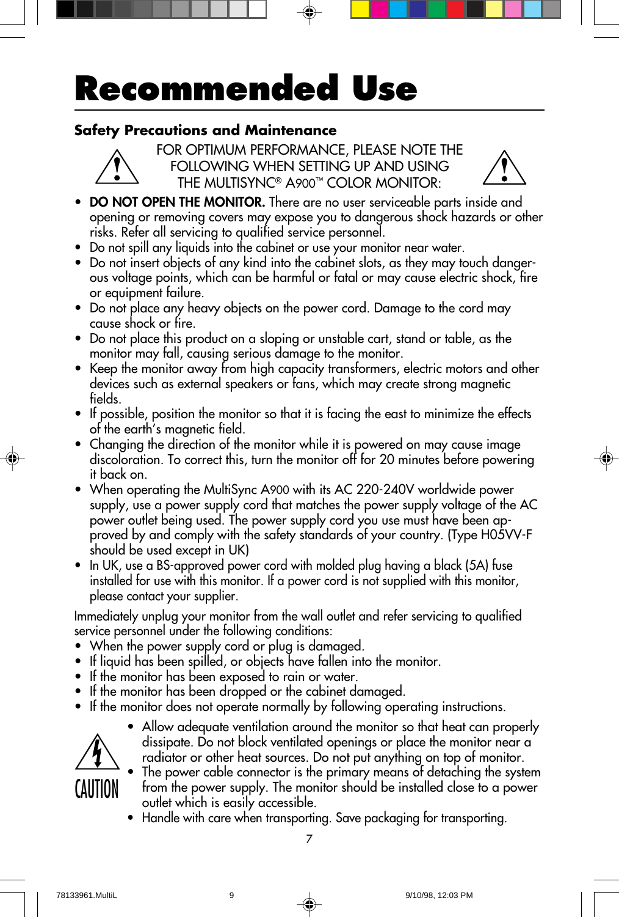# Recommended Use

## Safety Precautions and Maintenance

FOR OPTIMUM PERFORMANCE, PLEASE NOTE THE FOLLOWING WHEN SETTING UP AND USING THE MULTISYNC® A900™ COLOR MONITOR:

- **DO NOT OPEN THE MONITOR.** There are no user serviceable parts inside and opening or removing covers may expose you to dangerous shock hazards or other risks. Refer all servicing to qualified service personnel.
- Do not spill any liquids into the cabinet or use your monitor near water.
- Do not insert objects of any kind into the cabinet slots, as they may touch dangerous voltage points, which can be harmful or fatal or may cause electric shock, fire or equipment failure.
- Do not place any heavy objects on the power cord. Damage to the cord may cause shock or fire.
- Do not place this product on a sloping or unstable cart, stand or table, as the monitor may fall, causing serious damage to the monitor.
- Keep the monitor away from high capacity transformers, electric motors and other devices such as external speakers or fans, which may create strong magnetic fields.
- If possible, position the monitor so that it is facing the east to minimize the effects of the earth's magnetic field.
- Changing the direction of the monitor while it is powered on may cause image discoloration. To correct this, turn the monitor off for 20 minutes before powering it back on.
- When operating the MultiSync A900 with its AC 220-240V worldwide power supply, use a power supply cord that matches the power supply voltage of the AC power outlet being used. The power supply cord you use must have been approved by and comply with the safety standards of your country. (Type H05VV-F should be used except in UK)
- In UK, use a BS-approved power cord with molded plug having a black (5A) fuse installed for use with this monitor. If a power cord is not supplied with this monitor, please contact your supplier.

Immediately unplug your monitor from the wall outlet and refer servicing to qualified service personnel under the following conditions:

- When the power supply cord or plug is damaged.
- If liquid has been spilled, or objects have fallen into the monitor.
- If the monitor has been exposed to rain or water.
- If the monitor has been dropped or the cabinet damaged.
- If the monitor does not operate normally by following operating instructions.

CAUTION

- Allow adequate ventilation around the monitor so that heat can properly dissipate. Do not block ventilated openings or place the monitor near a radiator or other heat sources. Do not put anything on top of monitor.
- The power cable connector is the primary means of detaching the system from the power supply. The monitor should be installed close to a power outlet which is easily accessible.
- Handle with care when transporting. Save packaging for transporting.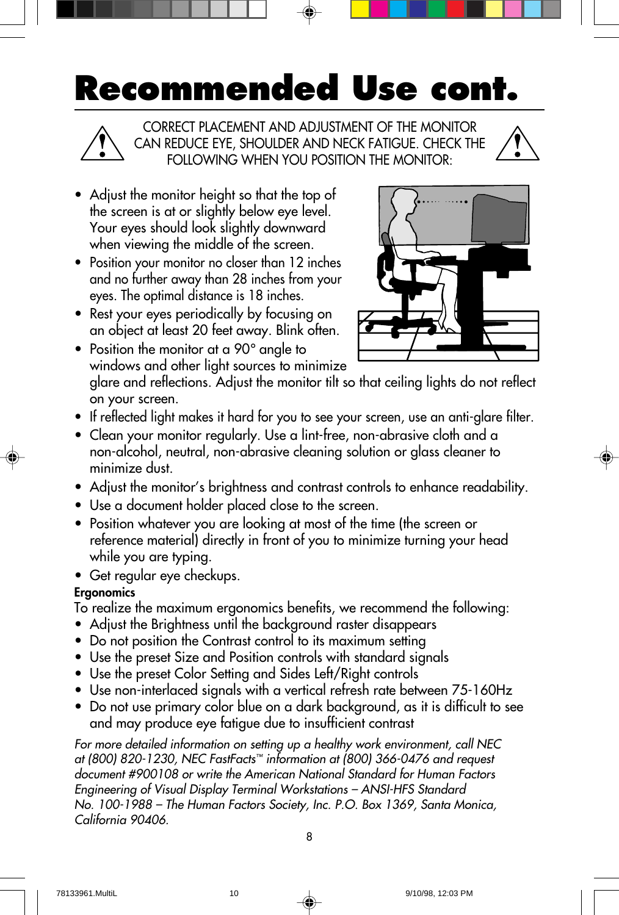# Recommended Use cont.

CORRECT PLACEMENT AND ADJUSTMENT OF THE MONITOR CAN REDUCE EYE, SHOULDER AND NECK FATIGUE. CHECK THE FOLLOWING WHEN YOU POSITION THE MONITOR:

- Adjust the monitor height so that the top of the screen is at or slightly below eye level. Your eyes should look slightly downward when viewing the middle of the screen.
- Position your monitor no closer than 12 inches and no further away than 28 inches from your eyes. The optimal distance is 18 inches.
- Rest your eyes periodically by focusing on an object at least 20 feet away. Blink often.
- Position the monitor at a 90° angle to windows and other light sources to minimize glare and reflections. Adjust the monitor tilt so that ceiling lights do not reflect on your screen.
- If reflected light makes it hard for you to see your screen, use an anti-glare filter.
- Clean your monitor regularly. Use a lint-free, non-abrasive cloth and a non-alcohol, neutral, non-abrasive cleaning solution or glass cleaner to minimize dust.
- Adjust the monitor's brightness and contrast controls to enhance readability.
- Use a document holder placed close to the screen.
- Position whatever you are looking at most of the time (the screen or reference material) directly in front of you to minimize turning your head while you are typing.
- Get regular eye checkups.

**Ergonomics**

To realize the maximum ergonomics benefits, we recommend the following:

- Adjust the Brightness until the background raster disappears
- Do not position the Contrast control to its maximum setting
- Use the preset Size and Position controls with standard signals
- Use the preset Color Setting and Sides Left/Right controls
- Use non-interlaced signals with a vertical refresh rate between 75-160Hz
- Do not use primary color blue on a dark background, as it is difficult to see and may produce eye fatigue due to insufficient contrast

*For more detailed information on setting up a healthy work environment, call NEC at (800) 820-1230, NEC FastFacts™ information at (800) 366-0476 and request document #900108 or write the American National Standard for Human Factors Engineering of Visual Display Terminal Workstations – ANSI-HFS Standard No. 100-1988 – The Human Factors Society, Inc. P.O. Box 1369, Santa Monica, California 90406.*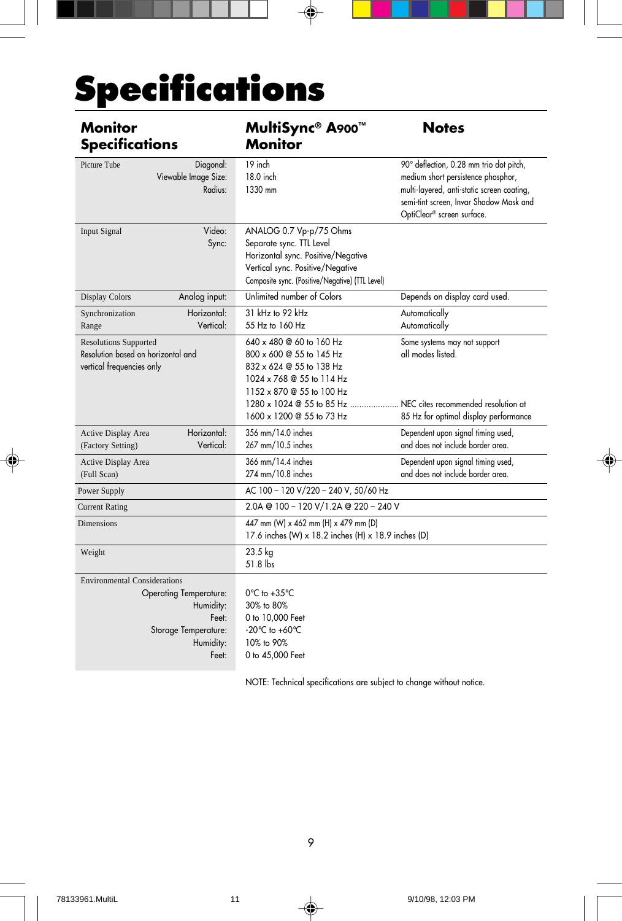# Specifications

| Monitor Specifications | | MultiSync® A900™ Monitor | Notes |
|---|---|---|---|
| Picture Tube | Diagonal:<br>Viewable Image Size:<br>Radius: | 19 inch<br>18.0 inch<br>1330 mm | 90° deflection, 0.28 mm trio dot pitch, medium short persistence phosphor, multi-layered, anti-static screen coating, semi-tint screen, Invar Shadow Mask and OptiClear® screen surface. |
| Input Signal | Video:<br>Sync: | ANALOG 0.7 Vp-p/75 Ohms<br>Separate sync. TTL Level<br>Horizontal sync. Positive/Negative<br>Vertical sync. Positive/Negative<br>Composite sync. (Positive/Negative) (TTL Level) | |
| Display Colors | Analog input: | Unlimited number of Colors | Depends on display card used. |
| Synchronization Range | Horizontal:<br>Vertical: | 31 kHz to 92 kHz<br>55 Hz to 160 Hz | Automatically<br>Automatically |
| Resolutions Supported<br>Resolution based on horizontal and vertical frequencies only | | 640 x 480 @ 60 to 160 Hz<br>800 x 600 @ 55 to 145 Hz<br>832 x 624 @ 55 to 138 Hz<br>1024 x 768 @ 55 to 114 Hz<br>1152 x 870 @ 55 to 100 Hz<br>1280 x 1024 @ 55 to 85 Hz ....................<br>1600 x 1200 @ 55 to 73 Hz | Some systems may not support all modes listed.<br><br><br><br><br>NEC cites recommended resolution at 85 Hz for optimal display performance |
| Active Display Area (Factory Setting) | Horizontal:<br>Vertical: | 356 mm/14.0 inches<br>267 mm/10.5 inches | Dependent upon signal timing used, and does not include border area. |
| Active Display Area (Full Scan) | | 366 mm/14.4 inches<br>274 mm/10.8 inches | Dependent upon signal timing used, and does not include border area. |
| Power Supply | | AC 100 – 120 V/220 – 240 V, 50/60 Hz | |
| Current Rating | | 2.0A @ 100 – 120 V/1.2A @ 220 – 240 V | |
| Dimensions | | 447 mm (W) x 462 mm (H) x 479 mm (D)<br>17.6 inches (W) x 18.2 inches (H) x 18.9 inches (D) | |
| Weight | | 23.5 kg<br>51.8 lbs | |
| Environmental Considerations | Operating Temperature:<br>Humidity:<br>Feet:<br>Storage Temperature:<br>Humidity:<br>Feet: | 0°C to +35°C<br>30% to 80%<br>0 to 10,000 Feet<br>-20°C to +60°C<br>10% to 90%<br>0 to 45,000 Feet | |

NOTE: Technical specifications are subject to change without notice.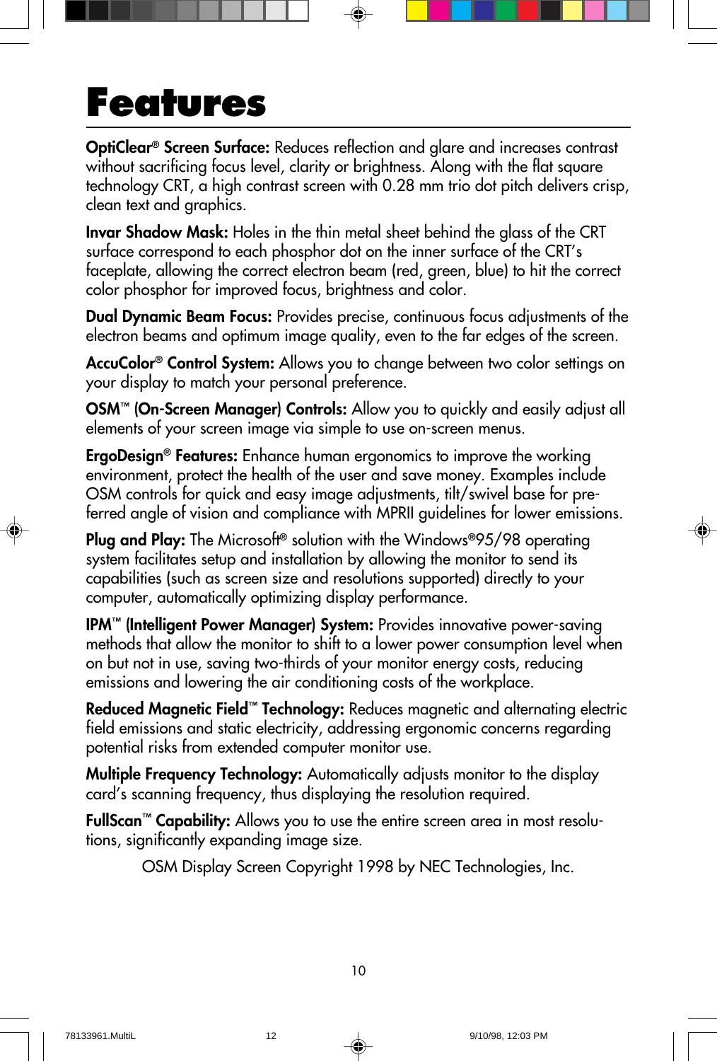# Features

**OptiClear® Screen Surface:** Reduces reflection and glare and increases contrast without sacrificing focus level, clarity or brightness. Along with the flat square technology CRT, a high contrast screen with 0.28 mm trio dot pitch delivers crisp, clean text and graphics.

**Invar Shadow Mask:** Holes in the thin metal sheet behind the glass of the CRT surface correspond to each phosphor dot on the inner surface of the CRT's faceplate, allowing the correct electron beam (red, green, blue) to hit the correct color phosphor for improved focus, brightness and color.

**Dual Dynamic Beam Focus:** Provides precise, continuous focus adjustments of the electron beams and optimum image quality, even to the far edges of the screen.

**AccuColor® Control System:** Allows you to change between two color settings on your display to match your personal preference.

**OSM™ (On-Screen Manager) Controls:** Allow you to quickly and easily adjust all elements of your screen image via simple to use on-screen menus.

**ErgoDesign® Features:** Enhance human ergonomics to improve the working environment, protect the health of the user and save money. Examples include OSM controls for quick and easy image adjustments, tilt/swivel base for preferred angle of vision and compliance with MPRII guidelines for lower emissions.

**Plug and Play:** The Microsoft® solution with the Windows®95/98 operating system facilitates setup and installation by allowing the monitor to send its capabilities (such as screen size and resolutions supported) directly to your computer, automatically optimizing display performance.

**IPM™ (Intelligent Power Manager) System:** Provides innovative power-saving methods that allow the monitor to shift to a lower power consumption level when on but not in use, saving two-thirds of your monitor energy costs, reducing emissions and lowering the air conditioning costs of the workplace.

**Reduced Magnetic Field™ Technology:** Reduces magnetic and alternating electric field emissions and static electricity, addressing ergonomic concerns regarding potential risks from extended computer monitor use.

**Multiple Frequency Technology:** Automatically adjusts monitor to the display card's scanning frequency, thus displaying the resolution required.

**FullScan™ Capability:** Allows you to use the entire screen area in most resolutions, significantly expanding image size.

OSM Display Screen Copyright 1998 by NEC Technologies, Inc.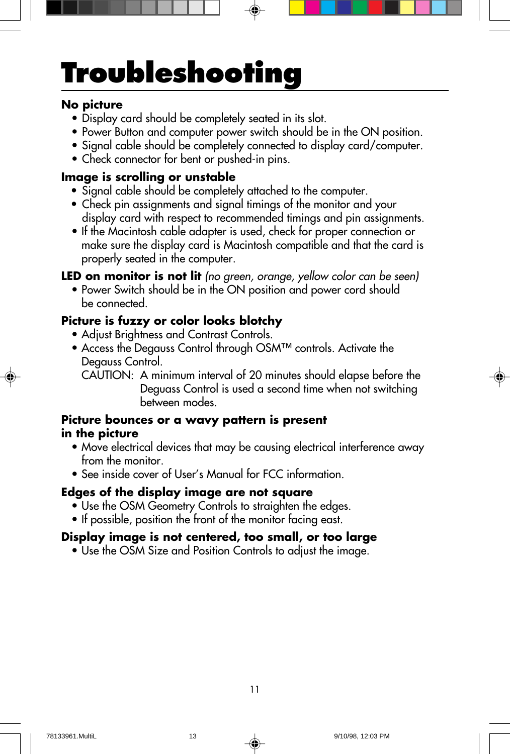# Troubleshooting

**No picture**

- Display card should be completely seated in its slot.
- Power Button and computer power switch should be in the ON position.
- Signal cable should be completely connected to display card/computer.
- Check connector for bent or pushed-in pins.

**Image is scrolling or unstable**

- Signal cable should be completely attached to the computer.
- Check pin assignments and signal timings of the monitor and your display card with respect to recommended timings and pin assignments.
- If the Macintosh cable adapter is used, check for proper connection or make sure the display card is Macintosh compatible and that the card is properly seated in the computer.

**LED on monitor is not lit** *(no green, orange, yellow color can be seen)*

- Power Switch should be in the ON position and power cord should be connected.

**Picture is fuzzy or color looks blotchy**

- Adjust Brightness and Contrast Controls.
- Access the Degauss Control through OSM™ controls. Activate the Degauss Control.

  CAUTION: A minimum interval of 20 minutes should elapse before the Deguass Control is used a second time when not switching between modes.

**Picture bounces or a wavy pattern is present in the picture**

- Move electrical devices that may be causing electrical interference away from the monitor.
- See inside cover of User's Manual for FCC information.

**Edges of the display image are not square**

- Use the OSM Geometry Controls to straighten the edges.
- If possible, position the front of the monitor facing east.

**Display image is not centered, too small, or too large**

- Use the OSM Size and Position Controls to adjust the image.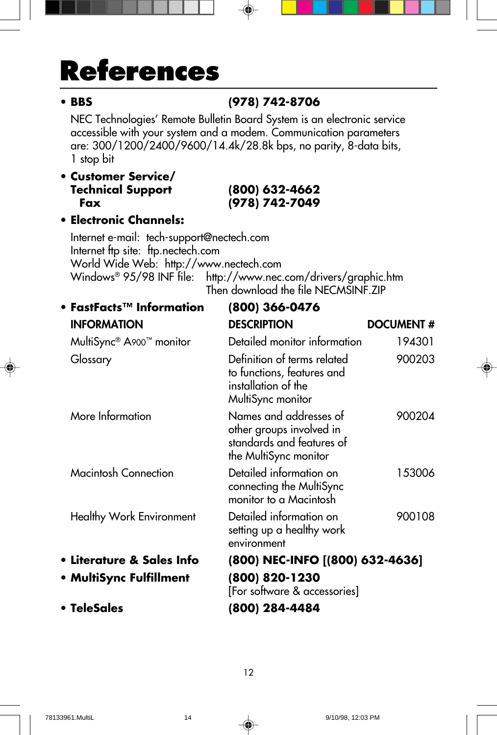# References

- **BBS** **(978) 742-8706**

  NEC Technologies' Remote Bulletin Board System is an electronic service accessible with your system and a modem. Communication parameters are: 300/1200/2400/9600/14.4k/28.8k bps, no parity, 8-data bits, 1 stop bit

- **Customer Service/ Technical Support** **(800) 632-4662**
  **Fax** **(978) 742-7049**

- **Electronic Channels:**

  Internet e-mail: tech-support@nectech.com
  Internet ftp site: ftp.nectech.com
  World Wide Web: http://www.nectech.com
  Windows® 95/98 INF file: http://www.nec.com/drivers/graphic.htm
  Then download the file NECMSINF.ZIP

- **FastFacts™ Information** **(800) 366-0476**

| INFORMATION | DESCRIPTION | DOCUMENT # |
|---|---|---|
| MultiSync® A900™ monitor | Detailed monitor information | 194301 |
| Glossary | Definition of terms related to functions, features and installation of the MultiSync monitor | 900203 |
| More Information | Names and addresses of other groups involved in standards and features of the MultiSync monitor | 900204 |
| Macintosh Connection | Detailed information on connecting the MultiSync monitor to a Macintosh | 153006 |
| Healthy Work Environment | Detailed information on setting up a healthy work environment | 900108 |

- **Literature & Sales Info** **(800) NEC-INFO [(800) 632-4636]**
- **MultiSync Fulfillment** **(800) 820-1230**
  [For software & accessories]
- **TeleSales** **(800) 284-4484**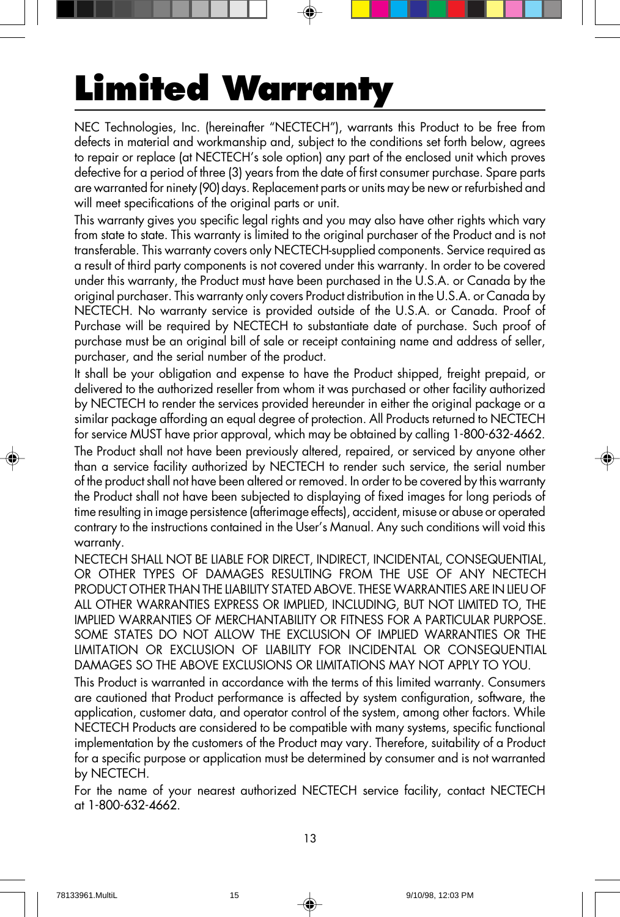# Limited Warranty

NEC Technologies, Inc. (hereinafter "NECTECH"), warrants this Product to be free from defects in material and workmanship and, subject to the conditions set forth below, agrees to repair or replace (at NECTECH's sole option) any part of the enclosed unit which proves defective for a period of three (3) years from the date of first consumer purchase. Spare parts are warranted for ninety (90) days. Replacement parts or units may be new or refurbished and will meet specifications of the original parts or unit.

This warranty gives you specific legal rights and you may also have other rights which vary from state to state. This warranty is limited to the original purchaser of the Product and is not transferable. This warranty covers only NECTECH-supplied components. Service required as a result of third party components is not covered under this warranty. In order to be covered under this warranty, the Product must have been purchased in the U.S.A. or Canada by the original purchaser. This warranty only covers Product distribution in the U.S.A. or Canada by NECTECH. No warranty service is provided outside of the U.S.A. or Canada. Proof of Purchase will be required by NECTECH to substantiate date of purchase. Such proof of purchase must be an original bill of sale or receipt containing name and address of seller, purchaser, and the serial number of the product.

It shall be your obligation and expense to have the Product shipped, freight prepaid, or delivered to the authorized reseller from whom it was purchased or other facility authorized by NECTECH to render the services provided hereunder in either the original package or a similar package affording an equal degree of protection. All Products returned to NECTECH for service MUST have prior approval, which may be obtained by calling 1-800-632-4662.

The Product shall not have been previously altered, repaired, or serviced by anyone other than a service facility authorized by NECTECH to render such service, the serial number of the product shall not have been altered or removed. In order to be covered by this warranty the Product shall not have been subjected to displaying of fixed images for long periods of time resulting in image persistence (afterimage effects), accident, misuse or abuse or operated contrary to the instructions contained in the User's Manual. Any such conditions will void this warranty.

NECTECH SHALL NOT BE LIABLE FOR DIRECT, INDIRECT, INCIDENTAL, CONSEQUENTIAL, OR OTHER TYPES OF DAMAGES RESULTING FROM THE USE OF ANY NECTECH PRODUCT OTHER THAN THE LIABILITY STATED ABOVE. THESE WARRANTIES ARE IN LIEU OF ALL OTHER WARRANTIES EXPRESS OR IMPLIED, INCLUDING, BUT NOT LIMITED TO, THE IMPLIED WARRANTIES OF MERCHANTABILITY OR FITNESS FOR A PARTICULAR PURPOSE. SOME STATES DO NOT ALLOW THE EXCLUSION OF IMPLIED WARRANTIES OR THE LIMITATION OR EXCLUSION OF LIABILITY FOR INCIDENTAL OR CONSEQUENTIAL DAMAGES SO THE ABOVE EXCLUSIONS OR LIMITATIONS MAY NOT APPLY TO YOU.

This Product is warranted in accordance with the terms of this limited warranty. Consumers are cautioned that Product performance is affected by system configuration, software, the application, customer data, and operator control of the system, among other factors. While NECTECH Products are considered to be compatible with many systems, specific functional implementation by the customers of the Product may vary. Therefore, suitability of a Product for a specific purpose or application must be determined by consumer and is not warranted by NECTECH.

For the name of your nearest authorized NECTECH service facility, contact NECTECH at 1-800-632-4662.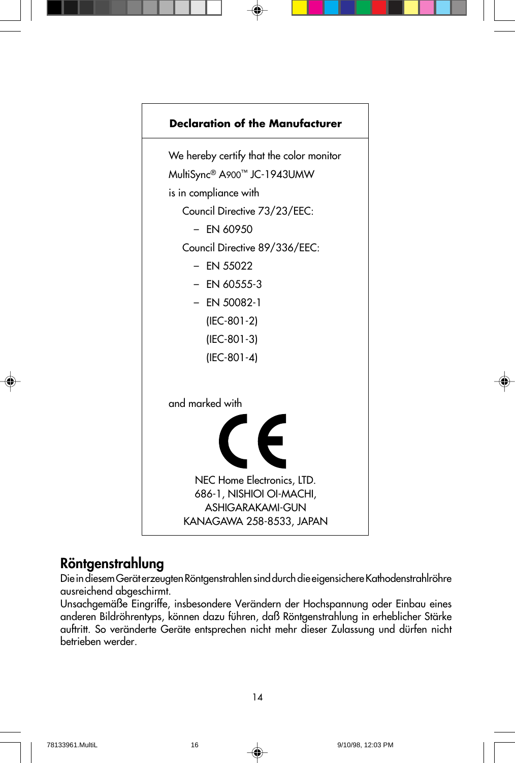## Declaration of the Manufacturer

We hereby certify that the color monitor
MultiSync® A900™ JC-1943UMW
is in compliance with

Council Directive 73/23/EEC:

- EN 60950

Council Directive 89/336/EEC:

- EN 55022
- EN 60555-3
- EN 50082-1
  (IEC-801-2)
  (IEC-801-3)
  (IEC-801-4)

and marked with

CE

NEC Home Electronics, LTD.
686-1, NISHIOI OI-MACHI,
ASHIGARAKAMI-GUN
KANAGAWA 258-8533, JAPAN

## Röntgenstrahlung

Die in diesem Gerät erzeugten Röntgenstrahlen sind durch die eigensichere Kathodenstrahlröhre ausreichend abgeschirmt.
Unsachgemäße Eingriffe, insbesondere Verändern der Hochspannung oder Einbau eines anderen Bildröhrentyps, können dazu führen, daß Röntgenstrahlung in erheblicher Stärke auftritt. So veränderte Geräte entsprechen nicht mehr dieser Zulassung und dürfen nicht betrieben werder.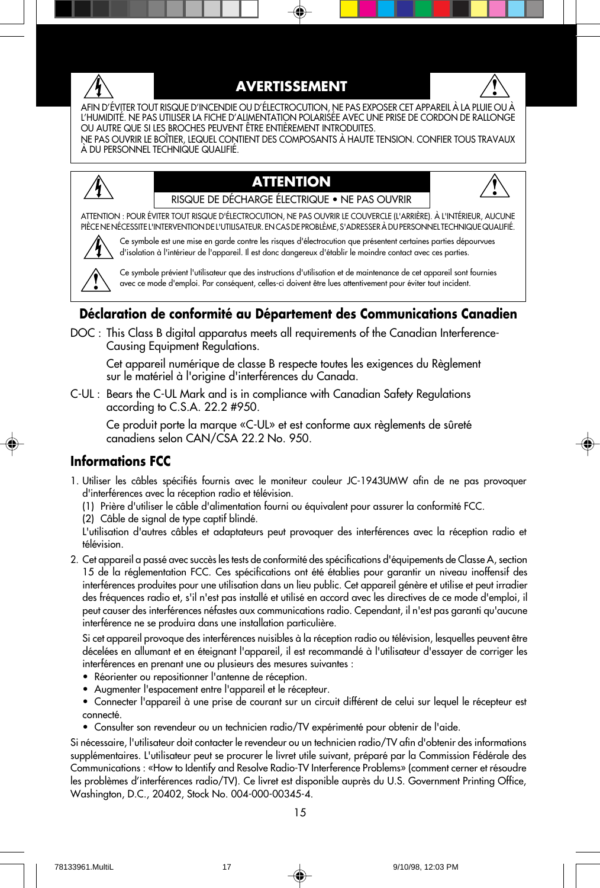## AVERTISSEMENT

AFIN D'ÉVITER TOUT RISQUE D'INCENDIE OU D'ÉLECTROCUTION, NE PAS EXPOSER CET APPAREIL À LA PLUIE OU À L'HUMIDITÉ. NE PAS UTILISER LA FICHE D'ALIMENTATION POLARISÉE AVEC UNE PRISE DE CORDON DE RALLONGE OU AUTRE QUE SI LES BROCHES PEUVENT ÊTRE ENTIÈREMENT INTRODUITES.
NE PAS OUVRIR LE BOÎTIER, LEQUEL CONTIENT DES COMPOSANTS À HAUTE TENSION. CONFIER TOUS TRAVAUX À DU PERSONNEL TECHNIQUE QUALIFIÉ.

## ATTENTION

RISQUE DE DÉCHARGE ÉLECTRIQUE • NE PAS OUVRIR

ATTENTION : POUR ÉVITER TOUT RISQUE D'ÉLECTROCUTION, NE PAS OUVRIR LE COUVERCLE (L'ARRIÈRE). À L'INTÉRIEUR, AUCUNE PIÈCE NE NÉCESSITE L'INTERVENTION DE L'UTILISATEUR. EN CAS DE PROBLÈME, S'ADRESSER À DU PERSONNEL TECHNIQUE QUALIFIÉ.

Ce symbole est une mise en garde contre les risques d'électrocution que présentent certaines parties dépourvues d'isolation à l'intérieur de l'appareil. Il est donc dangereux d'établir le moindre contact avec ces parties.

Ce symbole prévient l'utilisateur que des instructions d'utilisation et de maintenance de cet appareil sont fournies avec ce mode d'emploi. Par conséquent, celles-ci doivent être lues attentivement pour éviter tout incident.

## Déclaration de conformité au Département des Communications Canadien

DOC : This Class B digital apparatus meets all requirements of the Canadian Interference-Causing Equipment Regulations.

Cet appareil numérique de classe B respecte toutes les exigences du Règlement sur le matériel à l'origine d'interférences du Canada.

C-UL : Bears the C-UL Mark and is in compliance with Canadian Safety Regulations according to C.S.A. 22.2 #950.

Ce produit porte la marque «C-UL» et est conforme aux règlements de sûreté canadiens selon CAN/CSA 22.2 No. 950.

## Informations FCC

1. Utiliser les câbles spécifiés fournis avec le moniteur couleur JC-1943UMW afin de ne pas provoquer d'interférences avec la réception radio et télévision.
   (1) Prière d'utiliser le câble d'alimentation fourni ou équivalent pour assurer la conformité FCC.
   (2) Câble de signal de type captif blindé.
   L'utilisation d'autres câbles et adaptateurs peut provoquer des interférences avec la réception radio et télévision.
2. Cet appareil a passé avec succès les tests de conformité des spécifications d'équipements de Classe A, section 15 de la réglementation FCC. Ces spécifications ont été établies pour garantir un niveau inoffensif des interférences produites pour une utilisation dans un lieu public. Cet appareil génère et utilise et peut irradier des fréquences radio et, s'il n'est pas installé et utilisé en accord avec les directives de ce mode d'emploi, il peut causer des interférences néfastes aux communications radio. Cependant, il n'est pas garanti qu'aucune interférence ne se produira dans une installation particulière.

   Si cet appareil provoque des interférences nuisibles à la réception radio ou télévision, lesquelles peuvent être décelées en allumant et en éteignant l'appareil, il est recommandé à l'utilisateur d'essayer de corriger les interférences en prenant une ou plusieurs des mesures suivantes :
   - Réorienter ou repositionner l'antenne de réception.
   - Augmenter l'espacement entre l'appareil et le récepteur.
   - Connecter l'appareil à une prise de courant sur un circuit différent de celui sur lequel le récepteur est connecté.
   - Consulter son revendeur ou un technicien radio/TV expérimenté pour obtenir de l'aide.

Si nécessaire, l'utilisateur doit contacter le revendeur ou un technicien radio/TV afin d'obtenir des informations supplémentaires. L'utilisateur peut se procurer le livret utile suivant, préparé par la Commission Fédérale des Communications : «How to Identify and Resolve Radio-TV Interference Problems» (comment cerner et résoudre les problèmes d'interférences radio/TV). Ce livret est disponible auprès du U.S. Government Printing Office, Washington, D.C., 20402, Stock No. 004-000-00345-4.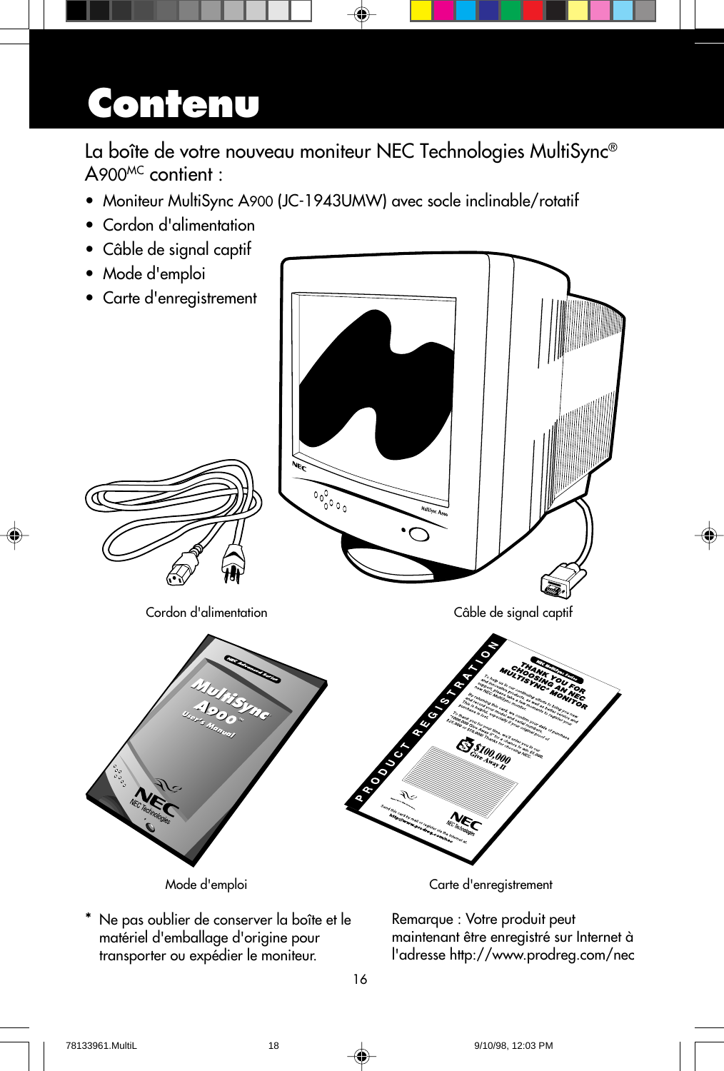# Contenu

La boîte de votre nouveau moniteur NEC Technologies MultiSync® A900MC contient :

- Moniteur MultiSync A900 (JC-1943UMW) avec socle inclinable/rotatif
- Cordon d'alimentation
- Câble de signal captif
- Mode d'emploi
- Carte d'enregistrement

Cordon d'alimentation

Câble de signal captif

Mode d'emploi

Carte d'enregistrement

\* Ne pas oublier de conserver la boîte et le matériel d'emballage d'origine pour transporter ou expédier le moniteur.

Remarque : Votre produit peut maintenant être enregistré sur Internet à l'adresse http://www.prodreg.com/nec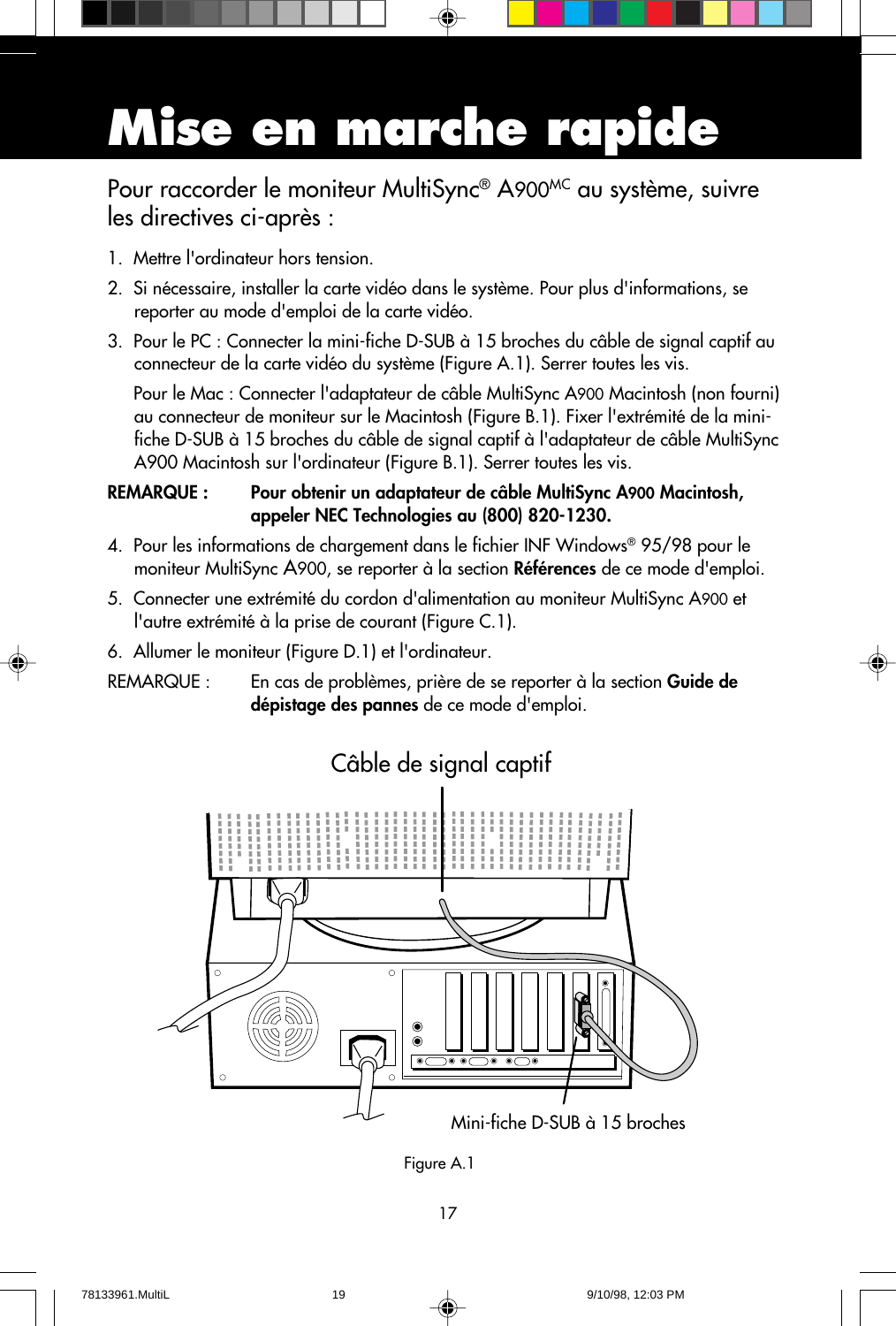# Mise en marche rapide

## Pour raccorder le moniteur MultiSync® A900MC au système, suivre les directives ci-après :

1. Mettre l'ordinateur hors tension.
2. Si nécessaire, installer la carte vidéo dans le système. Pour plus d'informations, se reporter au mode d'emploi de la carte vidéo.
3. Pour le PC : Connecter la mini-fiche D-SUB à 15 broches du câble de signal captif au connecteur de la carte vidéo du système (Figure A.1). Serrer toutes les vis.

   Pour le Mac : Connecter l'adaptateur de câble MultiSync A900 Macintosh (non fourni) au connecteur de moniteur sur le Macintosh (Figure B.1). Fixer l'extrémité de la mini-fiche D-SUB à 15 broches du câble de signal captif à l'adaptateur de câble MultiSync A900 Macintosh sur l'ordinateur (Figure B.1). Serrer toutes les vis.

**REMARQUE : Pour obtenir un adaptateur de câble MultiSync A900 Macintosh, appeler NEC Technologies au (800) 820-1230.**

4. Pour les informations de chargement dans le fichier INF Windows® 95/98 pour le moniteur MultiSync A900, se reporter à la section **Références** de ce mode d'emploi.
5. Connecter une extrémité du cordon d'alimentation au moniteur MultiSync A900 et l'autre extrémité à la prise de courant (Figure C.1).
6. Allumer le moniteur (Figure D.1) et l'ordinateur.

REMARQUE : En cas de problèmes, prière de se reporter à la section **Guide de dépistage des pannes** de ce mode d'emploi.

Câble de signal captif

Mini-fiche D-SUB à 15 broches

Figure A.1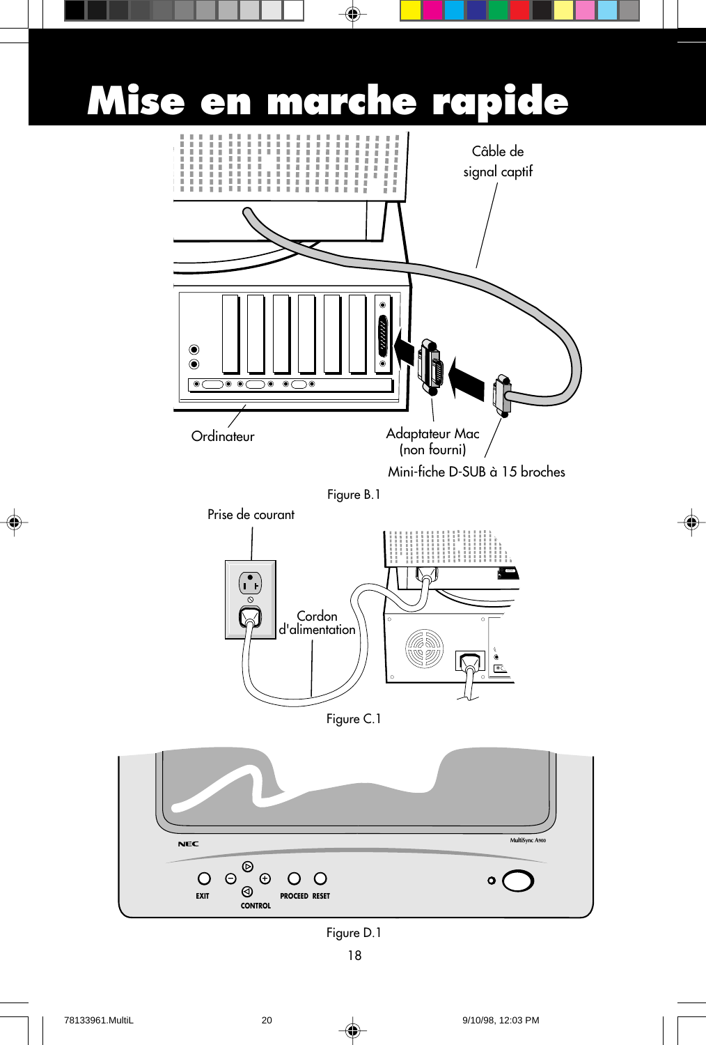# Mise en marche rapide

Câble de signal captif

Ordinateur

Adaptateur Mac (non fourni)

Mini-fiche D-SUB à 15 broches

Figure B.1

Prise de courant

Cordon d'alimentation

Figure C.1

NEC

MultiSync A900

EXIT CONTROL PROCEED RESET

Figure D.1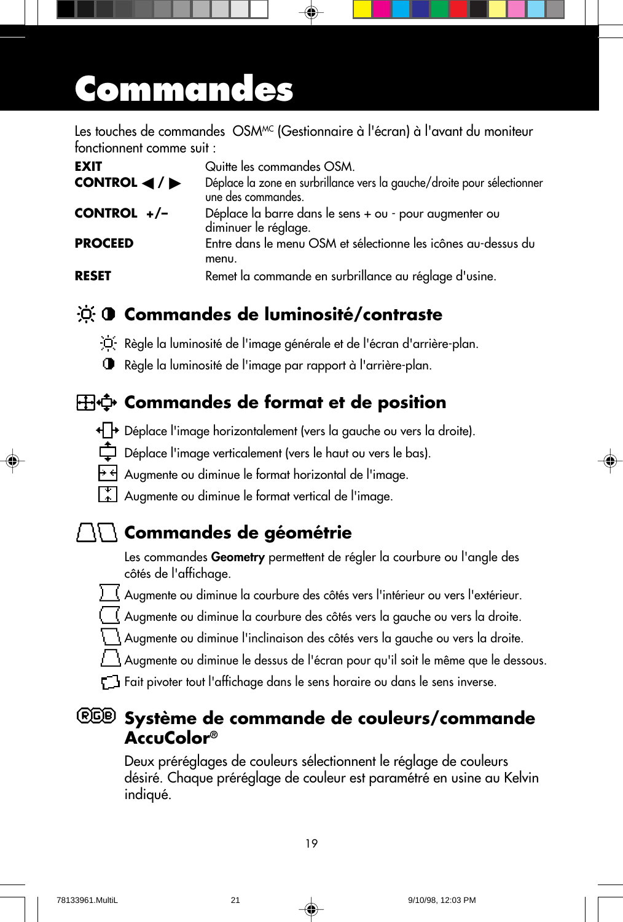# Commandes

Les touches de commandes OSM[MC] (Gestionnaire à l'écran) à l'avant du moniteur fonctionnent comme suit :

| | |
|---|---|
| **EXIT** | Quitte les commandes OSM. |
| **CONTROL ◀ / ▶** | Déplace la zone en surbrillance vers la gauche/droite pour sélectionner une des commandes. |
| **CONTROL +/–** | Déplace la barre dans le sens + ou - pour augmenter ou diminuer le réglage. |
| **PROCEED** | Entre dans le menu OSM et sélectionne les icônes au-dessus du menu. |
| **RESET** | Remet la commande en surbrillance au réglage d'usine. |

## Commandes de luminosité/contraste

Règle la luminosité de l'image générale et de l'écran d'arrière-plan.

Règle la luminosité de l'image par rapport à l'arrière-plan.

## Commandes de format et de position

Déplace l'image horizontalement (vers la gauche ou vers la droite).

Déplace l'image verticalement (vers le haut ou vers le bas).

Augmente ou diminue le format horizontal de l'image.

Augmente ou diminue le format vertical de l'image.

## Commandes de géométrie

Les commandes **Geometry** permettent de régler la courbure ou l'angle des côtés de l'affichage.

Augmente ou diminue la courbure des côtés vers l'intérieur ou vers l'extérieur.

Augmente ou diminue la courbure des côtés vers la gauche ou vers la droite.

Augmente ou diminue l'inclinaison des côtés vers la gauche ou vers la droite.

Augmente ou diminue le dessus de l'écran pour qu'il soit le même que le dessous.

Fait pivoter tout l'affichage dans le sens horaire ou dans le sens inverse.

## Système de commande de couleurs/commande AccuColor®

Deux préréglages de couleurs sélectionnent le réglage de couleurs désiré. Chaque préréglage de couleur est paramétré en usine au Kelvin indiqué.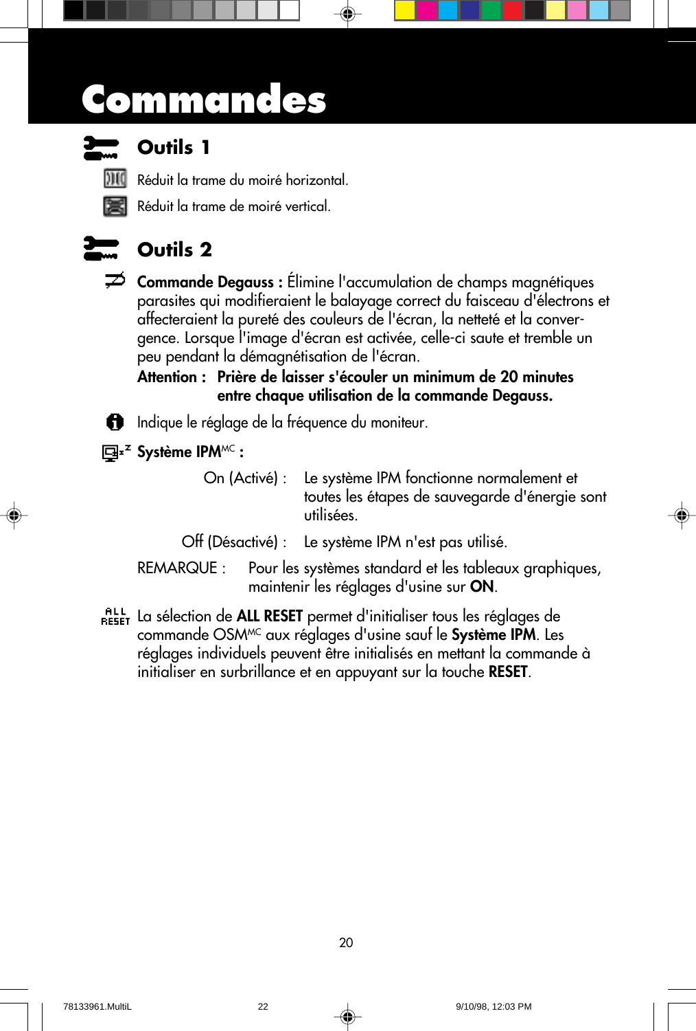# Commandes

## Outils 1

Réduit la trame du moiré horizontal.

Réduit la trame de moiré vertical.

## Outils 2

**Commande Degauss :** Élimine l'accumulation de champs magnétiques parasites qui modifieraient le balayage correct du faisceau d'électrons et affecteraient la pureté des couleurs de l'écran, la netteté et la convergence. Lorsque l'image d'écran est activée, celle-ci saute et tremble un peu pendant la démagnétisation de l'écran.

**Attention : Prière de laisser s'écouler un minimum de 20 minutes entre chaque utilisation de la commande Degauss.**

Indique le réglage de la fréquence du moniteur.

**Système IPM**[MC] **:**

On (Activé) : Le système IPM fonctionne normalement et toutes les étapes de sauvegarde d'énergie sont utilisées.

Off (Désactivé) : Le système IPM n'est pas utilisé.

REMARQUE : Pour les systèmes standard et les tableaux graphiques, maintenir les réglages d'usine sur **ON**.

ALL RESET La sélection de **ALL RESET** permet d'initialiser tous les réglages de commande OSM[MC] aux réglages d'usine sauf le **Système IPM**. Les réglages individuels peuvent être initialisés en mettant la commande à initialiser en surbrillance et en appuyant sur la touche **RESET**.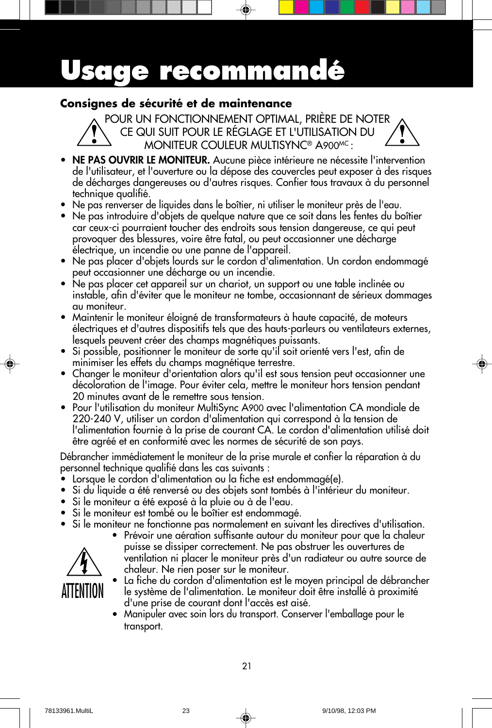# Usage recommandé

### Consignes de sécurité et de maintenance

POUR UN FONCTIONNEMENT OPTIMAL, PRIÈRE DE NOTER CE QUI SUIT POUR LE RÉGLAGE ET L'UTILISATION DU MONITEUR COULEUR MULTISYNC® A900MC :

- **NE PAS OUVRIR LE MONITEUR.** Aucune pièce intérieure ne nécessite l'intervention de l'utilisateur, et l'ouverture ou la dépose des couvercles peut exposer à des risques de décharges dangereuses ou d'autres risques. Confier tous travaux à du personnel technique qualifié.
- Ne pas renverser de liquides dans le boîtier, ni utiliser le moniteur près de l'eau.
- Ne pas introduire d'objets de quelque nature que ce soit dans les fentes du boîtier car ceux-ci pourraient toucher des endroits sous tension dangereuse, ce qui peut provoquer des blessures, voire être fatal, ou peut occasionner une décharge électrique, un incendie ou une panne de l'appareil.
- Ne pas placer d'objets lourds sur le cordon d'alimentation. Un cordon endommagé peut occasionner une décharge ou un incendie.
- Ne pas placer cet appareil sur un chariot, un support ou une table inclinée ou instable, afin d'éviter que le moniteur ne tombe, occasionnant de sérieux dommages au moniteur.
- Maintenir le moniteur éloigné de transformateurs à haute capacité, de moteurs électriques et d'autres dispositifs tels que des hauts-parleurs ou ventilateurs externes, lesquels peuvent créer des champs magnétiques puissants.
- Si possible, positionner le moniteur de sorte qu'il soit orienté vers l'est, afin de minimiser les effets du champs magnétique terrestre.
- Changer le moniteur d'orientation alors qu'il est sous tension peut occasionner une décoloration de l'image. Pour éviter cela, mettre le moniteur hors tension pendant 20 minutes avant de le remettre sous tension.
- Pour l'utilisation du moniteur MultiSync A900 avec l'alimentation CA mondiale de 220-240 V, utiliser un cordon d'alimentation qui correspond à la tension de l'alimentation fournie à la prise de courant CA. Le cordon d'alimentation utilisé doit être agréé et en conformité avec les normes de sécurité de son pays.

Débrancher immédiatement le moniteur de la prise murale et confier la réparation à du personnel technique qualifié dans les cas suivants :

- Lorsque le cordon d'alimentation ou la fiche est endommagé(e).
- Si du liquide a été renversé ou des objets sont tombés à l'intérieur du moniteur.
- Si le moniteur a été exposé à la pluie ou à de l'eau.
- Si le moniteur est tombé ou le boîtier est endommagé.
- Si le moniteur ne fonctionne pas normalement en suivant les directives d'utilisation.

ATTENTION

- Prévoir une aération suffisante autour du moniteur pour que la chaleur puisse se dissiper correctement. Ne pas obstruer les ouvertures de ventilation ni placer le moniteur près d'un radiateur ou autre source de chaleur. Ne rien poser sur le moniteur.
- La fiche du cordon d'alimentation est le moyen principal de débrancher le système de l'alimentation. Le moniteur doit être installé à proximité d'une prise de courant dont l'accès est aisé.
- Manipuler avec soin lors du transport. Conserver l'emballage pour le transport.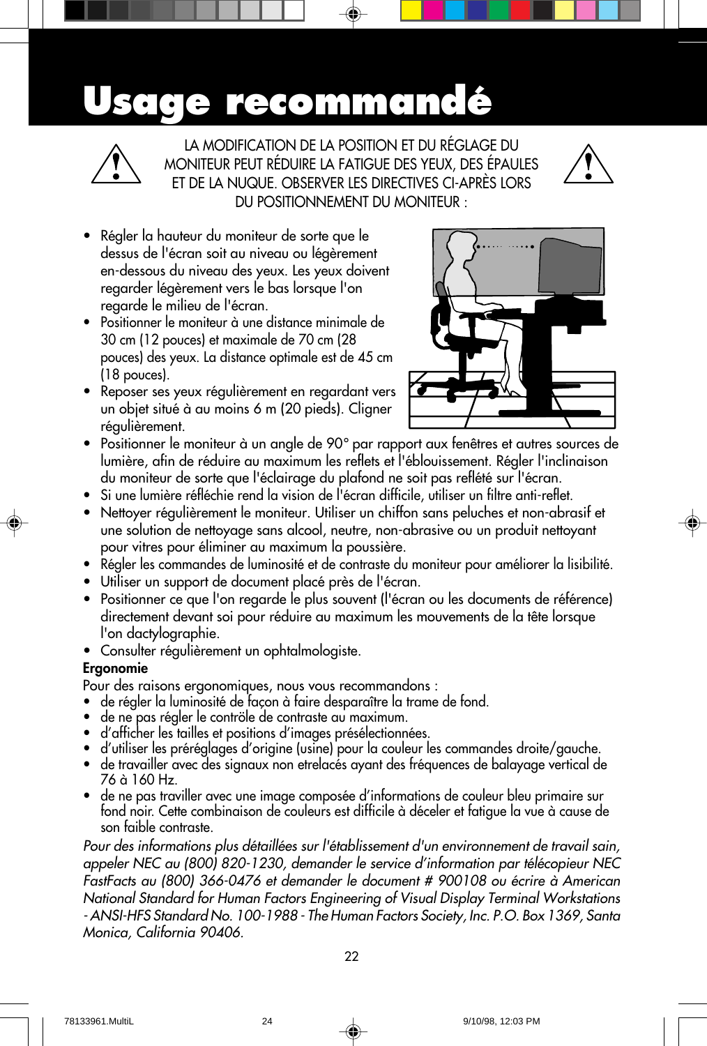# Usage recommandé

LA MODIFICATION DE LA POSITION ET DU RÉGLAGE DU MONITEUR PEUT RÉDUIRE LA FATIGUE DES YEUX, DES ÉPAULES ET DE LA NUQUE. OBSERVER LES DIRECTIVES CI-APRÈS LORS DU POSITIONNEMENT DU MONITEUR :

- Régler la hauteur du moniteur de sorte que le dessus de l'écran soit au niveau ou légèrement en-dessous du niveau des yeux. Les yeux doivent regarder légèrement vers le bas lorsque l'on regarde le milieu de l'écran.
- Positionner le moniteur à une distance minimale de 30 cm (12 pouces) et maximale de 70 cm (28 pouces) des yeux. La distance optimale est de 45 cm (18 pouces).
- Reposer ses yeux régulièrement en regardant vers un objet situé à au moins 6 m (20 pieds). Cligner régulièrement.
- Positionner le moniteur à un angle de 90° par rapport aux fenêtres et autres sources de lumière, afin de réduire au maximum les reflets et l'éblouissement. Régler l'inclinaison du moniteur de sorte que l'éclairage du plafond ne soit pas reflété sur l'écran.
- Si une lumière réfléchie rend la vision de l'écran difficile, utiliser un filtre anti-reflet.
- Nettoyer régulièrement le moniteur. Utiliser un chiffon sans peluches et non-abrasif et une solution de nettoyage sans alcool, neutre, non-abrasive ou un produit nettoyant pour vitres pour éliminer au maximum la poussière.
- Régler les commandes de luminosité et de contraste du moniteur pour améliorer la lisibilité.
- Utiliser un support de document placé près de l'écran.
- Positionner ce que l'on regarde le plus souvent (l'écran ou les documents de référence) directement devant soi pour réduire au maximum les mouvements de la tête lorsque l'on dactylographie.
- Consulter régulièrement un ophtalmologiste.

**Ergonomie**

Pour des raisons ergonomiques, nous vous recommandons :

- de régler la luminosité de façon à faire desparaître la trame de fond.
- de ne pas régler le contröle de contraste au maximum.
- d'afficher les tailles et positions d'images présélectionnées.
- d'utiliser les préréglages d'origine (usine) pour la couleur les commandes droite/gauche.
- de travailler avec des signaux non etrelacés ayant des fréquences de balayage vertical de 76 à 160 Hz.
- de ne pas traviller avec une image composée d'informations de couleur bleu primaire sur fond noir. Cette combinaison de couleurs est difficile à déceler et fatigue la vue à cause de son faible contraste.

*Pour des informations plus détaillées sur l'établissement d'un environnement de travail sain, appeler NEC au (800) 820-1230, demander le service d'information par télécopieur NEC FastFacts au (800) 366-0476 et demander le document # 900108 ou écrire à American National Standard for Human Factors Engineering of Visual Display Terminal Workstations - ANSI-HFS Standard No. 100-1988 - The Human Factors Society, Inc. P.O. Box 1369, Santa Monica, California 90406.*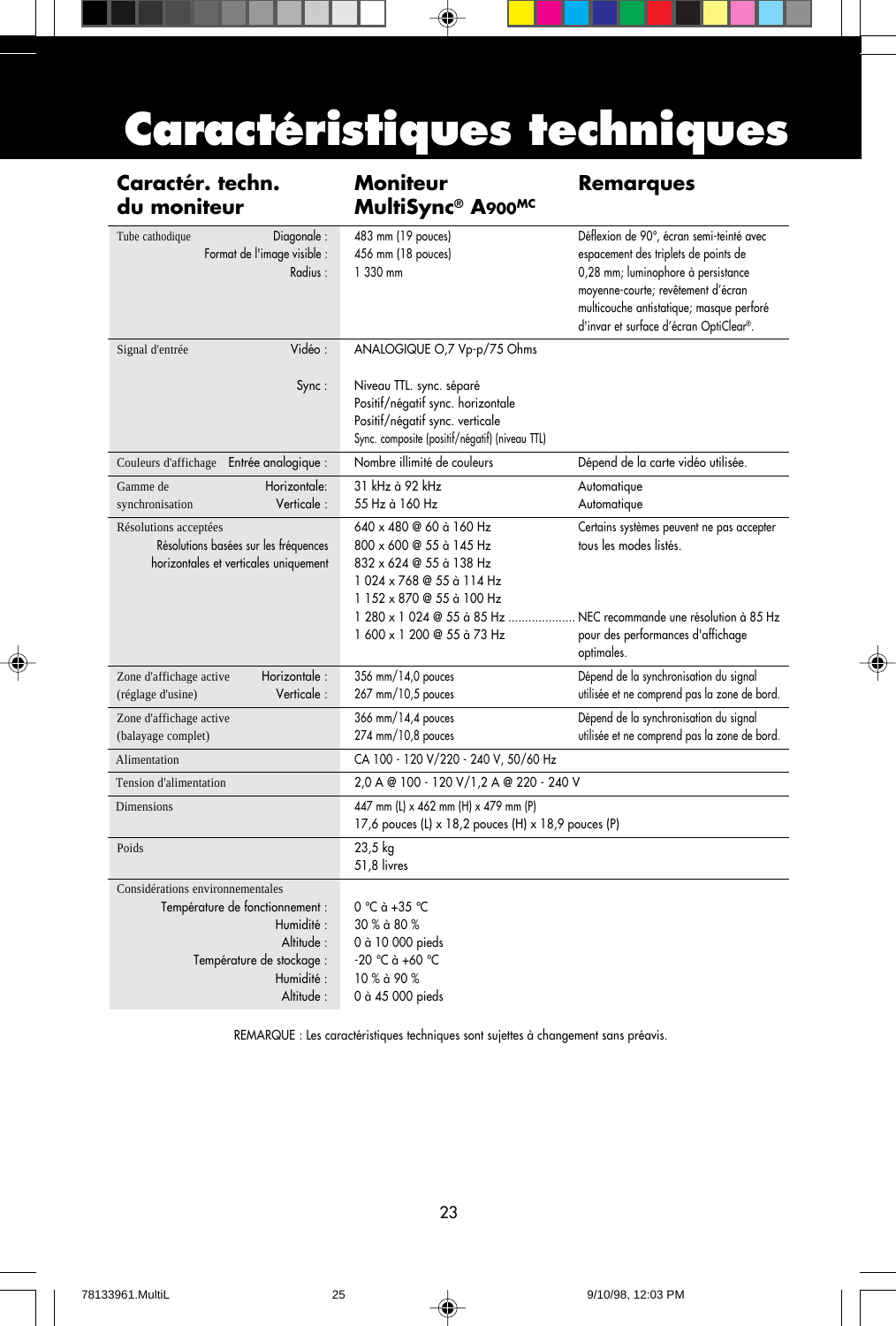# Caractéristiques techniques

| Caractér. techn. du moniteur | | Moniteur MultiSync® A900MC | Remarques |
|---|---|---|---|
| Tube cathodique | Diagonale :<br>Format de l'image visible :<br>Radius : | 483 mm (19 pouces)<br>456 mm (18 pouces)<br>1 330 mm | Déflexion de 90°, écran semi-teinté avec espacement des triplets de points de 0,28 mm; luminophore à persistance moyenne-courte; revêtement d'écran multicouche antistatique; masque perforé d'invar et surface d'écran OptiClear®. |
| Signal d'entrée | Vidéo :<br><br>Sync : | ANALOGIQUE O,7 Vp-p/75 Ohms<br><br>Niveau TTL. sync. séparé<br>Positif/négatif sync. horizontale<br>Positif/négatif sync. verticale<br>Sync. composite (positif/négatif) (niveau TTL) | |
| Couleurs d'affichage | Entrée analogique : | Nombre illimité de couleurs | Dépend de la carte vidéo utilisée. |
| Gamme de synchronisation | Horizontale:<br>Verticale : | 31 kHz à 92 kHz<br>55 Hz à 160 Hz | Automatique<br>Automatique |
| Résolutions acceptées | Résolutions basées sur les fréquences horizontales et verticales uniquement | 640 x 480 @ 60 à 160 Hz<br>800 x 600 @ 55 à 145 Hz<br>832 x 624 @ 55 à 138 Hz<br>1 024 x 768 @ 55 à 114 Hz<br>1 152 x 870 @ 55 à 100 Hz<br>1 280 x 1 024 @ 55 à 85 Hz ....................<br>1 600 x 1 200 @ 55 à 73 Hz | Certains systèmes peuvent ne pas accepter tous les modes listés.<br><br><br><br><br>NEC recommande une résolution à 85 Hz pour des performances d'affichage optimales. |
| Zone d'affichage active (réglage d'usine) | Horizontale :<br>Verticale : | 356 mm/14,0 pouces<br>267 mm/10,5 pouces | Dépend de la synchronisation du signal utilisée et ne comprend pas la zone de bord. |
| Zone d'affichage active (balayage complet) | | 366 mm/14,4 pouces<br>274 mm/10,8 pouces | Dépend de la synchronisation du signal utilisée et ne comprend pas la zone de bord. |
| Alimentation | | CA 100 - 120 V/220 - 240 V, 50/60 Hz | |
| Tension d'alimentation | | 2,0 A @ 100 - 120 V/1,2 A @ 220 - 240 V | |
| Dimensions | | 447 mm (L) x 462 mm (H) x 479 mm (P)<br>17,6 pouces (L) x 18,2 pouces (H) x 18,9 pouces (P) | |
| Poids | | 23,5 kg<br>51,8 livres | |
| Considérations environnementales | Température de fonctionnement :<br>Humidité :<br>Altitude :<br>Température de stockage :<br>Humidité :<br>Altitude : | 0 °C à +35 °C<br>30 % à 80 %<br>0 à 10 000 pieds<br>-20 °C à +60 °C<br>10 % à 90 %<br>0 à 45 000 pieds | |

REMARQUE : Les caractéristiques techniques sont sujettes à changement sans préavis.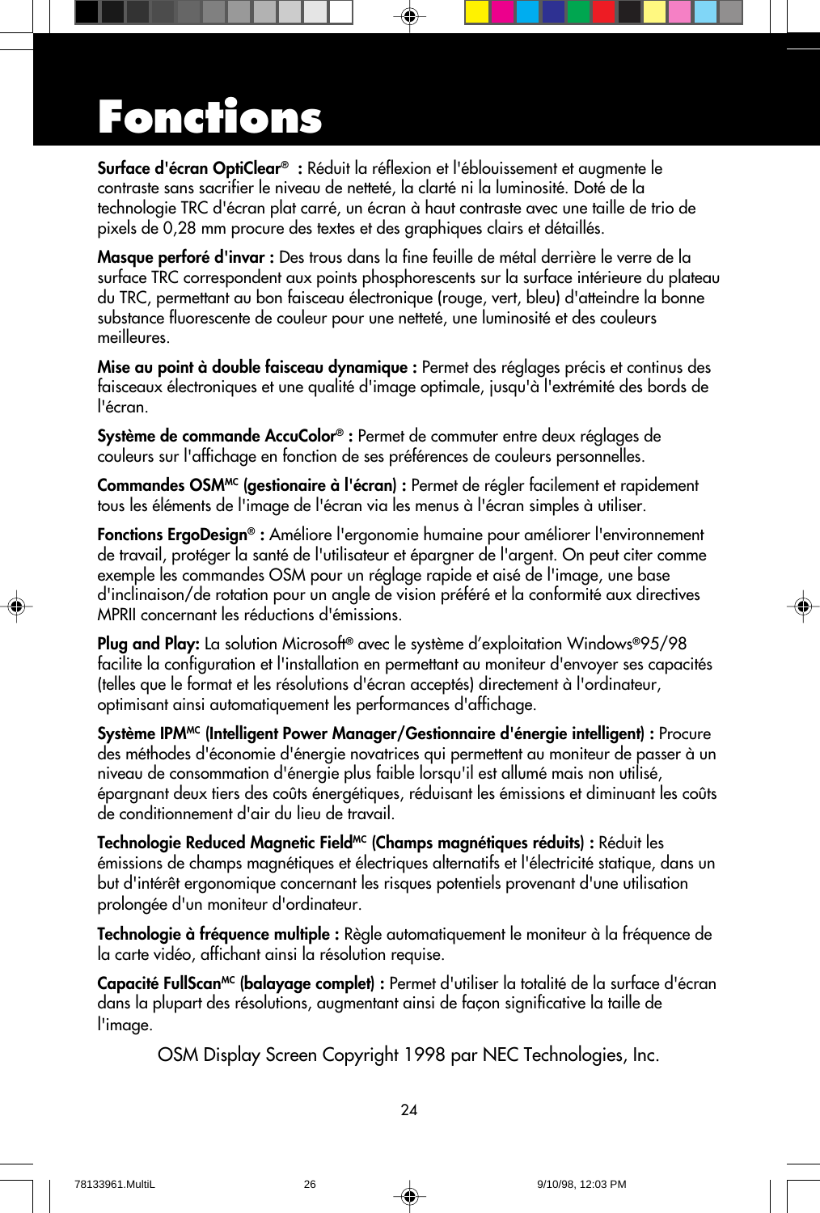# Fonctions

**Surface d'écran OptiClear® :** Réduit la réflexion et l'éblouissement et augmente le contraste sans sacrifier le niveau de netteté, la clarté ni la luminosité. Doté de la technologie TRC d'écran plat carré, un écran à haut contraste avec une taille de trio de pixels de 0,28 mm procure des textes et des graphiques clairs et détaillés.

**Masque perforé d'invar :** Des trous dans la fine feuille de métal derrière le verre de la surface TRC correspondent aux points phosphorescents sur la surface intérieure du plateau du TRC, permettant au bon faisceau électronique (rouge, vert, bleu) d'atteindre la bonne substance fluorescente de couleur pour une netteté, une luminosité et des couleurs meilleures.

**Mise au point à double faisceau dynamique :** Permet des réglages précis et continus des faisceaux électroniques et une qualité d'image optimale, jusqu'à l'extrémité des bords de l'écran.

**Système de commande AccuColor® :** Permet de commuter entre deux réglages de couleurs sur l'affichage en fonction de ses préférences de couleurs personnelles.

**Commandes OSM[MC] (gestionaire à l'écran) :** Permet de régler facilement et rapidement tous les éléments de l'image de l'écran via les menus à l'écran simples à utiliser.

**Fonctions ErgoDesign® :** Améliore l'ergonomie humaine pour améliorer l'environnement de travail, protéger la santé de l'utilisateur et épargner de l'argent. On peut citer comme exemple les commandes OSM pour un réglage rapide et aisé de l'image, une base d'inclinaison/de rotation pour un angle de vision préféré et la conformité aux directives MPRII concernant les réductions d'émissions.

**Plug and Play:** La solution Microsoft® avec le système d'exploitation Windows®95/98 facilite la configuration et l'installation en permettant au moniteur d'envoyer ses capacités (telles que le format et les résolutions d'écran acceptés) directement à l'ordinateur, optimisant ainsi automatiquement les performances d'affichage.

**Système IPM[MC] (Intelligent Power Manager/Gestionnaire d'énergie intelligent) :** Procure des méthodes d'économie d'énergie novatrices qui permettent au moniteur de passer à un niveau de consommation d'énergie plus faible lorsqu'il est allumé mais non utilisé, épargnant deux tiers des coûts énergétiques, réduisant les émissions et diminuant les coûts de conditionnement d'air du lieu de travail.

**Technologie Reduced Magnetic Field[MC] (Champs magnétiques réduits) :** Réduit les émissions de champs magnétiques et électriques alternatifs et l'électricité statique, dans un but d'intérêt ergonomique concernant les risques potentiels provenant d'une utilisation prolongée d'un moniteur d'ordinateur.

**Technologie à fréquence multiple :** Règle automatiquement le moniteur à la fréquence de la carte vidéo, affichant ainsi la résolution requise.

**Capacité FullScan[MC] (balayage complet) :** Permet d'utiliser la totalité de la surface d'écran dans la plupart des résolutions, augmentant ainsi de façon significative la taille de l'image.

OSM Display Screen Copyright 1998 par NEC Technologies, Inc.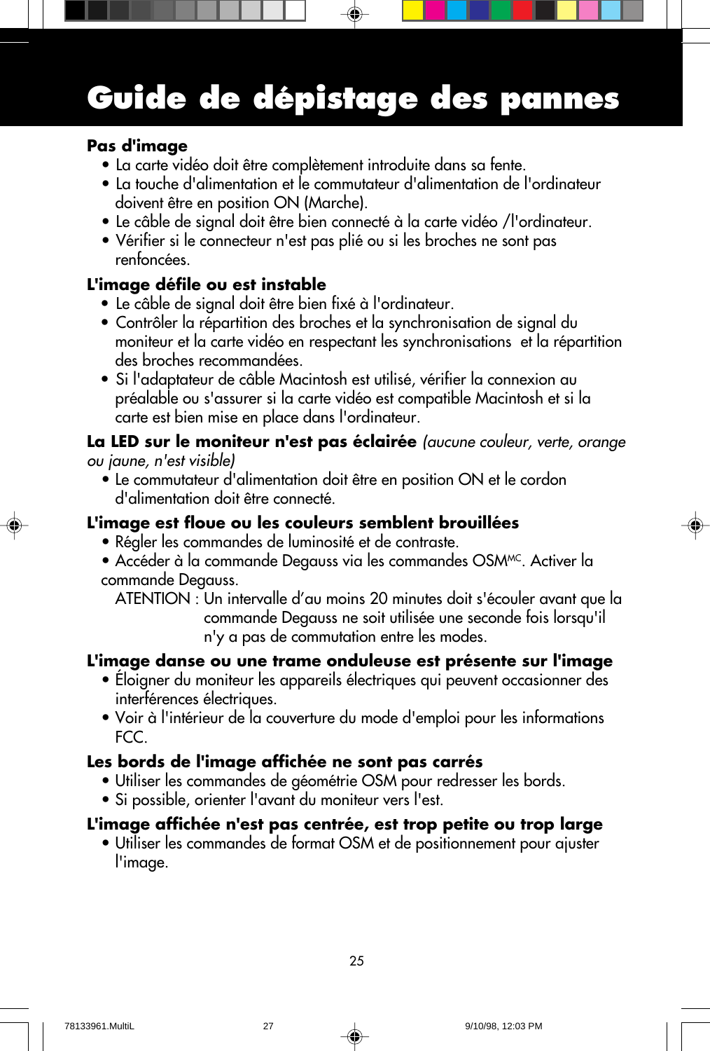# Guide de dépistage des pannes

**Pas d'image**

- La carte vidéo doit être complètement introduite dans sa fente.
- La touche d'alimentation et le commutateur d'alimentation de l'ordinateur doivent être en position ON (Marche).
- Le câble de signal doit être bien connecté à la carte vidéo /l'ordinateur.
- Vérifier si le connecteur n'est pas plié ou si les broches ne sont pas renfoncées.

**L'image défile ou est instable**

- Le câble de signal doit être bien fixé à l'ordinateur.
- Contrôler la répartition des broches et la synchronisation de signal du moniteur et la carte vidéo en respectant les synchronisations et la répartition des broches recommandées.
- Si l'adaptateur de câble Macintosh est utilisé, vérifier la connexion au préalable ou s'assurer si la carte vidéo est compatible Macintosh et si la carte est bien mise en place dans l'ordinateur.

**La LED sur le moniteur n'est pas éclairée** *(aucune couleur, verte, orange ou jaune, n'est visible)*

- Le commutateur d'alimentation doit être en position ON et le cordon d'alimentation doit être connecté.

**L'image est floue ou les couleurs semblent brouillées**

- Régler les commandes de luminosité et de contraste.
- Accéder à la commande Degauss via les commandes OSM[MC]. Activer la commande Degauss.

  ATENTION : Un intervalle d'au moins 20 minutes doit s'écouler avant que la commande Degauss ne soit utilisée une seconde fois lorsqu'il n'y a pas de commutation entre les modes.

**L'image danse ou une trame onduleuse est présente sur l'image**

- Éloigner du moniteur les appareils électriques qui peuvent occasionner des interférences électriques.
- Voir à l'intérieur de la couverture du mode d'emploi pour les informations FCC.

**Les bords de l'image affichée ne sont pas carrés**

- Utiliser les commandes de géométrie OSM pour redresser les bords.
- Si possible, orienter l'avant du moniteur vers l'est.

**L'image affichée n'est pas centrée, est trop petite ou trop large**

- Utiliser les commandes de format OSM et de positionnement pour ajuster l'image.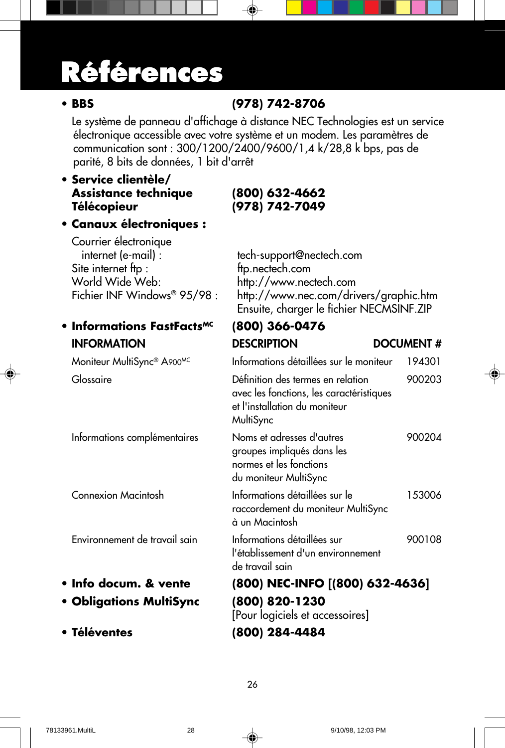# Références

- **BBS** **(978) 742-8706**

  Le système de panneau d'affichage à distance NEC Technologies est un service électronique accessible avec votre système et un modem. Les paramètres de communication sont : 300/1200/2400/9600/1,4 k/28,8 k bps, pas de parité, 8 bits de données, 1 bit d'arrêt

- **Service clientèle/**
  **Assistance technique** **(800) 632-4662**
  **Télécopieur** **(978) 742-7049**

- **Canaux électroniques :**

  Courrier électronique internet (e-mail) : tech-support@nectech.com
  Site internet ftp : ftp.nectech.com
  World Wide Web: http://www.nectech.com
  Fichier INF Windows® 95/98 : http://www.nec.com/drivers/graphic.htm
  Ensuite, charger le fichier NECMSINF.ZIP

- **Informations FastFacts^MC** **(800) 366-0476**

| INFORMATION | DESCRIPTION | DOCUMENT # |
|---|---|---|
| Moniteur MultiSync® A900^MC | Informations détaillées sur le moniteur | 194301 |
| Glossaire | Définition des termes en relation avec les fonctions, les caractéristiques et l'installation du moniteur MultiSync | 900203 |
| Informations complémentaires | Noms et adresses d'autres groupes impliqués dans les normes et les fonctions du moniteur MultiSync | 900204 |
| Connexion Macintosh | Informations détaillées sur le raccordement du moniteur MultiSync à un Macintosh | 153006 |
| Environnement de travail sain | Informations détaillées sur l'établissement d'un environnement de travail sain | 900108 |

- **Info docum. & vente** **(800) NEC-INFO [(800) 632-4636]**
- **Obligations MultiSync** **(800) 820-1230**
  [Pour logiciels et accessoires]
- **Téléventes** **(800) 284-4484**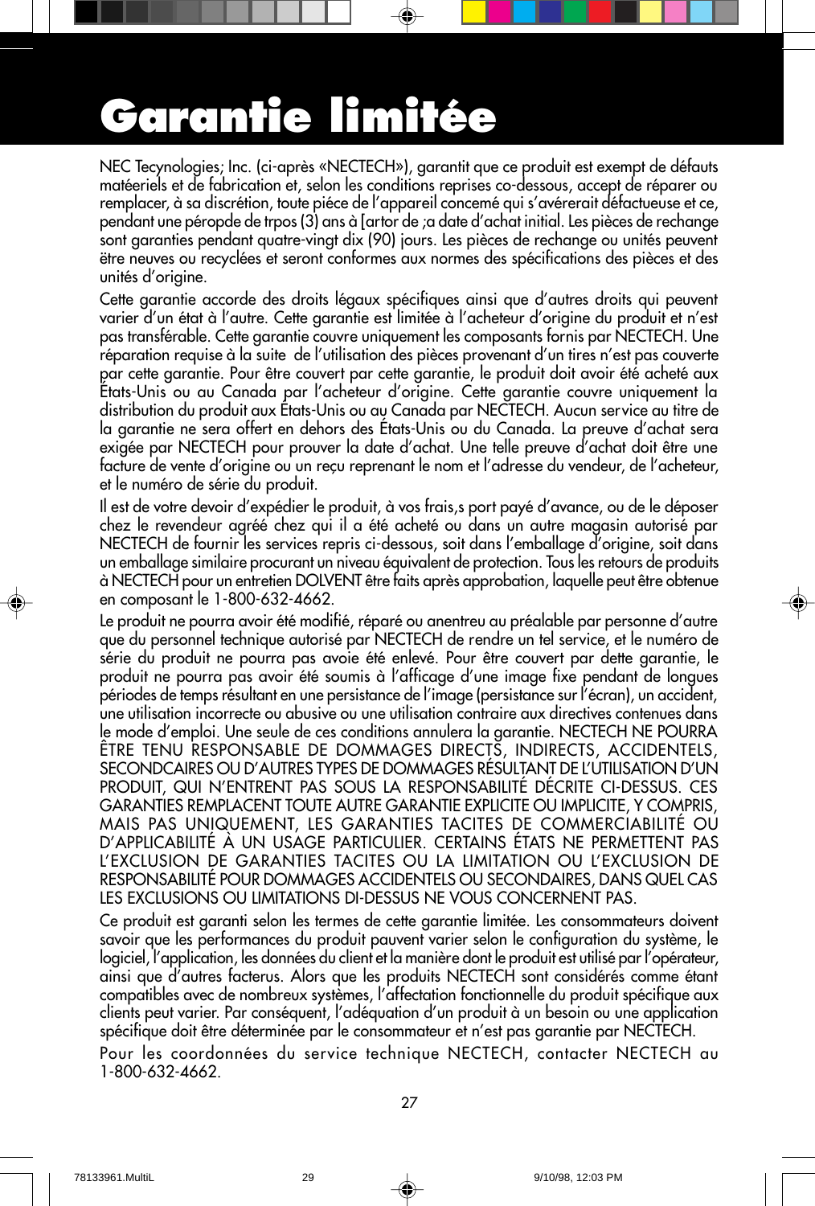# Garantie limitée

NEC Tecynologies; Inc. (ci-après «NECTECH»), garantit que ce produit est exempt de défauts matéeriels et de fabrication et, selon les conditions reprises co-dessous, accept de réparer ou remplacer, à sa discrétion, toute piéce de l'appareil concemé qui s'avérerait défactueuse et ce, pendant une péropde de trpos (3) ans à [artor de ;a date d'achat initial. Les pièces de rechange sont garanties pendant quatre-vingt dix (90) jours. Les pièces de rechange ou unités peuvent ëtre neuves ou recyclées et seront conformes aux normes des spécifications des pièces et des unités d'origine.

Cette garantie accorde des droits légaux spécifiques ainsi que d'autres droits qui peuvent varier d'un état à l'autre. Cette garantie est limitée à l'acheteur d'origine du produit et n'est pas transférable. Cette garantie couvre uniquement les composants fornis par NECTECH. Une réparation requise à la suite de l'utilisation des pièces provenant d'un tires n'est pas couverte par cette garantie. Pour être couvert par cette garantie, le produit doit avoir été acheté aux États-Unis ou au Canada par l'acheteur d'origine. Cette garantie couvre uniquement la distribution du produit aux États-Unis ou au Canada par NECTECH. Aucun service au titre de la garantie ne sera offert en dehors des États-Unis ou du Canada. La preuve d'achat sera exigée par NECTECH pour prouver la date d'achat. Une telle preuve d'achat doit être une facture de vente d'origine ou un reçu reprenant le nom et l'adresse du vendeur, de l'acheteur, et le numéro de série du produit.

Il est de votre devoir d'expédier le produit, à vos frais,s port payé d'avance, ou de le déposer chez le revendeur agréé chez qui il a été acheté ou dans un autre magasin autorisé par NECTECH de fournir les services repris ci-dessous, soit dans l'emballage d'origine, soit dans un emballage similaire procurant un niveau équivalent de protection. Tous les retours de produits à NECTECH pour un entretien DOLVENT être faits après approbation, laquelle peut être obtenue en composant le 1-800-632-4662.

Le produit ne pourra avoir été modifié, réparé ou anentreu au préalable par personne d'autre que du personnel technique autorisé par NECTECH de rendre un tel service, et le numéro de série du produit ne pourra pas avoie été enlevé. Pour être couvert par dette garantie, le produit ne pourra pas avoir été soumis à l'afficage d'une image fixe pendant de longues périodes de temps résultant en une persistance de l'image (persistance sur l'écran), un accident, une utilisation incorrecte ou abusive ou une utilisation contraire aux directives contenues dans le mode d'emploi. Une seule de ces conditions annulera la garantie. NECTECH NE POURRA ÊTRE TENU RESPONSABLE DE DOMMAGES DIRECTS, INDIRECTS, ACCIDENTELS, SECONDCAIRES OU D'AUTRES TYPES DE DOMMAGES RÉSULTANT DE L'UTILISATION D'UN PRODUIT, QUI N'ENTRENT PAS SOUS LA RESPONSABILITÉ DÉCRITE CI-DESSUS. CES GARANTIES REMPLACENT TOUTE AUTRE GARANTIE EXPLICITE OU IMPLICITE, Y COMPRIS, MAIS PAS UNIQUEMENT, LES GARANTIES TACITES DE COMMERCIABILITÉ OU D'APPLICABILITÉ À UN USAGE PARTICULIER. CERTAINS ÉTATS NE PERMETTENT PAS L'EXCLUSION DE GARANTIES TACITES OU LA LIMITATION OU L'EXCLUSION DE RESPONSABILITÉ POUR DOMMAGES ACCIDENTELS OU SECONDAIRES, DANS QUEL CAS LES EXCLUSIONS OU LIMITATIONS DI-DESSUS NE VOUS CONCERNENT PAS.

Ce produit est garanti selon les termes de cette garantie limitée. Les consommateurs doivent savoir que les performances du produit pauvent varier selon le configuration du système, le logiciel, l'application, les données du client et la manière dont le produit est utilisé par l'opérateur, ainsi que d'autres facterus. Alors que les produits NECTECH sont considérés comme étant compatibles avec de nombreux systèmes, l'affectation fonctionnelle du produit spécifique aux clients peut varier. Par conséquent, l'adéquation d'un produit à un besoin ou une application spécifique doit être déterminée par le consommateur et n'est pas garantie par NECTECH.

Pour les coordonnées du service technique NECTECH, contacter NECTECH au 1-800-632-4662.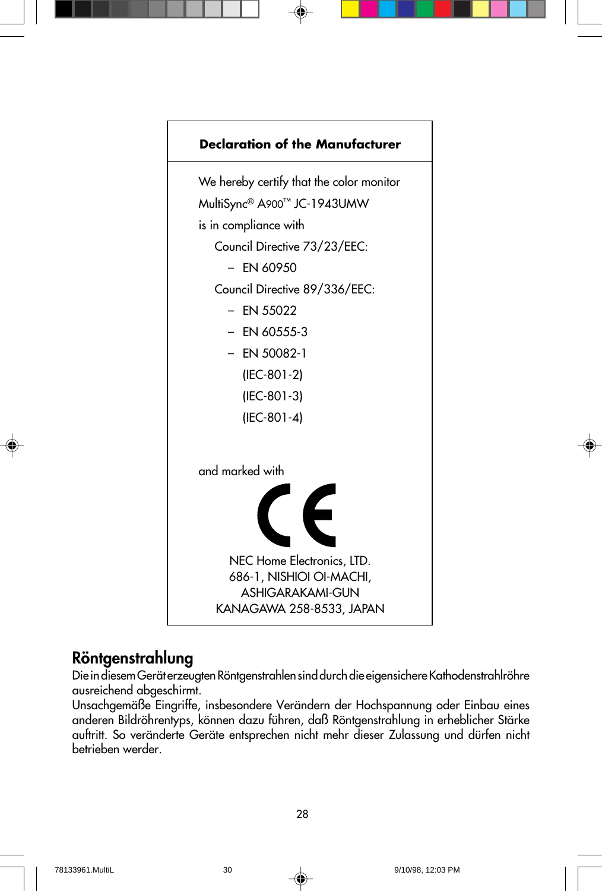## Declaration of the Manufacturer

We hereby certify that the color monitor
MultiSync® A900™ JC-1943UMW
is in compliance with

Council Directive 73/23/EEC:

- EN 60950

Council Directive 89/336/EEC:

- EN 55022
- EN 60555-3
- EN 50082-1
  (IEC-801-2)
  (IEC-801-3)
  (IEC-801-4)

and marked with

CE

NEC Home Electronics, LTD.
686-1, NISHIOI OI-MACHI,
ASHIGARAKAMI-GUN
KANAGAWA 258-8533, JAPAN

## Röntgenstrahlung

Die in diesem Gerät erzeugten Röntgenstrahlen sind durch die eigensichere Kathodenstrahlröhre ausreichend abgeschirmt.

Unsachgemäße Eingriffe, insbesondere Verändern der Hochspannung oder Einbau eines anderen Bildröhrentyps, können dazu führen, daß Röntgenstrahlung in erheblicher Stärke auftritt. So veränderte Geräte entsprechen nicht mehr dieser Zulassung und dürfen nicht betrieben werder.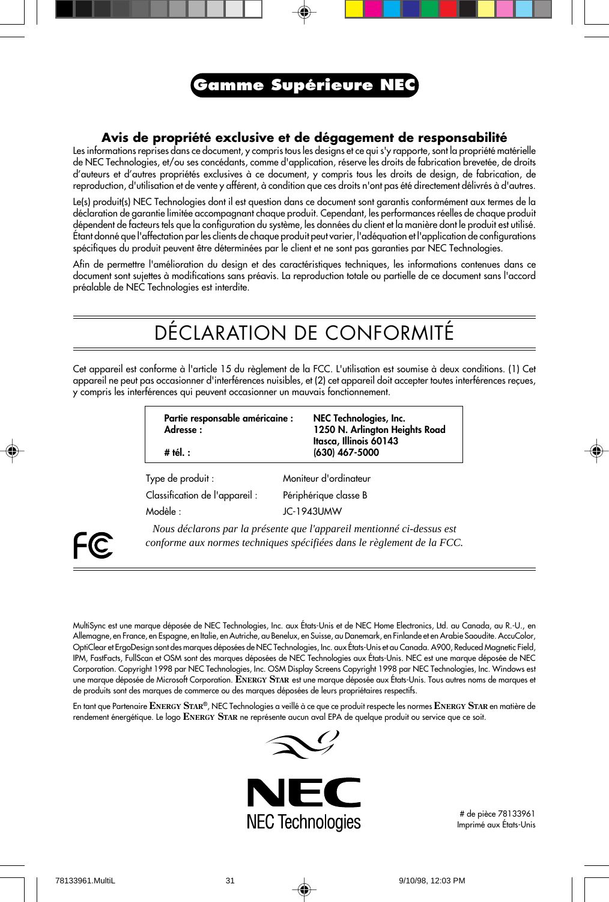# Gamme Supérieure NEC

## Avis de propriété exclusive et de dégagement de responsabilité

Les informations reprises dans ce document, y compris tous les designs et ce qui s'y rapporte, sont la propriété matérielle de NEC Technologies, et/ou ses concédants, comme d'application, réserve les droits de fabrication brevetée, de droits d'auteurs et d'autres propriétés exclusives à ce document, y compris tous les droits de design, de fabrication, de reproduction, d'utilisation et de vente y afférent, à condition que ces droits n'ont pas été directement délivrés à d'autres.

Le(s) produit(s) NEC Technologies dont il est question dans ce document sont garantis conformément aux termes de la déclaration de garantie limitée accompagnant chaque produit. Cependant, les performances réelles de chaque produit dépendent de facteurs tels que la configuration du système, les données du client et la manière dont le produit est utilisé. Étant donné que l'affectation par les clients de chaque produit peut varier, l'adéquation et l'application de configurations spécifiques du produit peuvent être déterminées par le client et ne sont pas garanties par NEC Technologies.

Afin de permettre l'amélioration du design et des caractéristiques techniques, les informations contenues dans ce document sont sujettes à modifications sans préavis. La reproduction totale ou partielle de ce document sans l'accord préalable de NEC Technologies est interdite.

# DÉCLARATION DE CONFORMITÉ

Cet appareil est conforme à l'article 15 du règlement de la FCC. L'utilisation est soumise à deux conditions. (1) Cet appareil ne peut pas occasionner d'interférences nuisibles, et (2) cet appareil doit accepter toutes interférences reçues, y compris les interférences qui peuvent occasionner un mauvais fonctionnement.

| | |
|---|---|
| **Partie responsable américaine :** | **NEC Technologies, Inc.** |
| **Adresse :** | **1250 N. Arlington Heights Road Itasca, Illinois 60143** |
| **# tél. :** | **(630) 467-5000** |

| | |
|---|---|
| Type de produit : | Moniteur d'ordinateur |
| Classification de l'appareil : | Périphérique classe B |
| Modèle : | JC-1943UMW |

*Nous déclarons par la présente que l'appareil mentionné ci-dessus est conforme aux normes techniques spécifiées dans le règlement de la FCC.*

MultiSync est une marque déposée de NEC Technologies, Inc. aux États-Unis et de NEC Home Electronics, Ltd. au Canada, au R.-U., en Allemagne, en France, en Espagne, en Italie, en Autriche, au Benelux, en Suisse, au Danemark, en Finlande et en Arabie Saoudite. AccuColor, OptiClear et ErgoDesign sont des marques déposées de NEC Technologies, Inc. aux États-Unis et au Canada. A900, Reduced Magnetic Field, IPM, FastFacts, FullScan et OSM sont des marques déposées de NEC Technologies aux États-Unis. NEC est une marque déposée de NEC Corporation. Copyright 1998 par NEC Technologies, Inc. OSM Display Screens Copyright 1998 par NEC Technologies, Inc. Windows est une marque déposée de Microsoft Corporation. ENERGY STAR est une marque déposée aux États-Unis. Tous autres noms de marques et de produits sont des marques de commerce ou des marques déposées de leurs propriétaires respectifs.

En tant que Partenaire ENERGY STAR®, NEC Technologies a veillé à ce que ce produit respecte les normes ENERGY STAR en matière de rendement énergétique. Le logo ENERGY STAR ne représente aucun aval EPA de quelque produit ou service que ce soit.

NEC Technologies

# de pièce 78133961
Imprimé aux États-Unis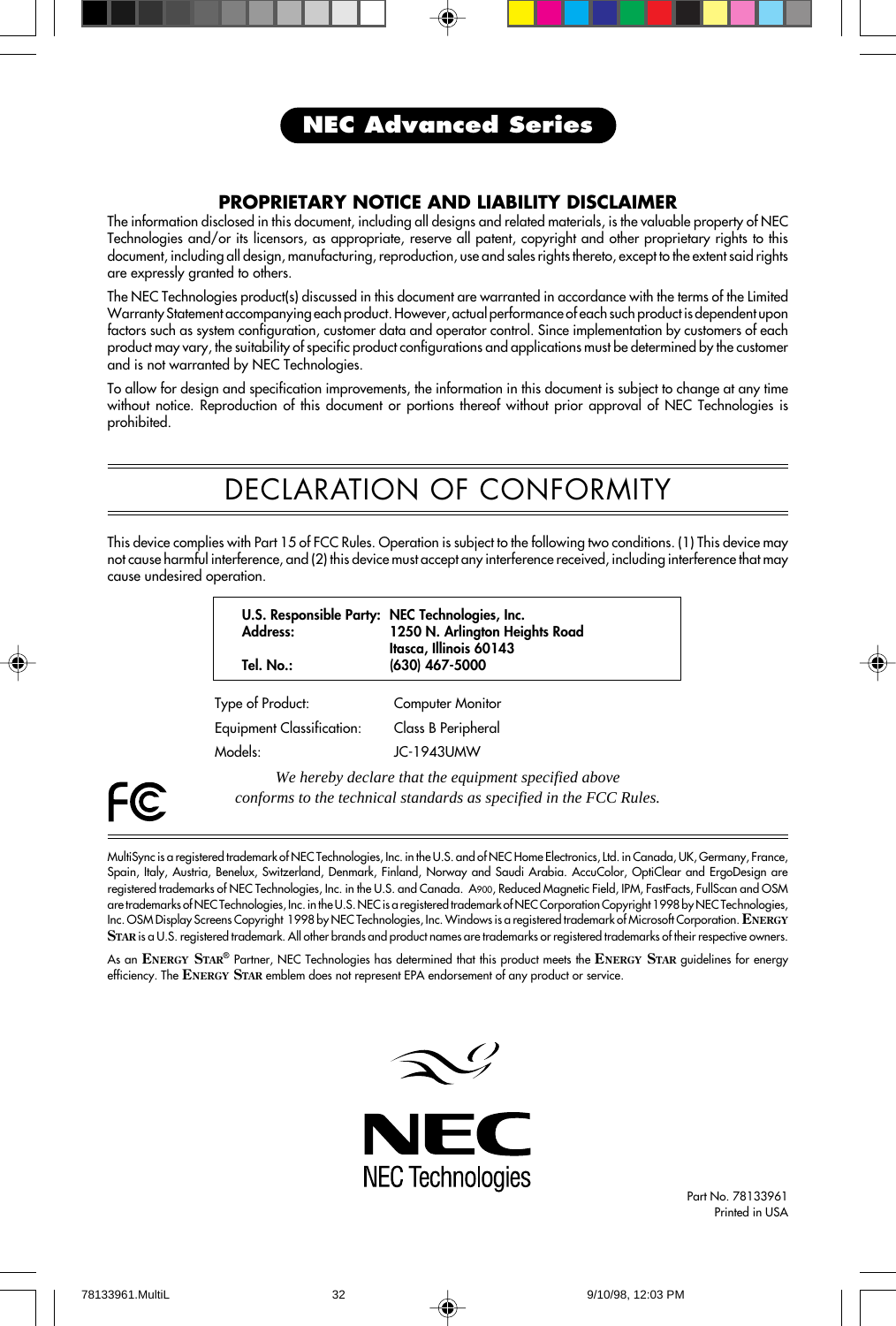# NEC Advanced Series

## PROPRIETARY NOTICE AND LIABILITY DISCLAIMER

The information disclosed in this document, including all designs and related materials, is the valuable property of NEC Technologies and/or its licensors, as appropriate, reserve all patent, copyright and other proprietary rights to this document, including all design, manufacturing, reproduction, use and sales rights thereto, except to the extent said rights are expressly granted to others.

The NEC Technologies product(s) discussed in this document are warranted in accordance with the terms of the Limited Warranty Statement accompanying each product. However, actual performance of each such product is dependent upon factors such as system configuration, customer data and operator control. Since implementation by customers of each product may vary, the suitability of specific product configurations and applications must be determined by the customer and is not warranted by NEC Technologies.

To allow for design and specification improvements, the information in this document is subject to change at any time without notice. Reproduction of this document or portions thereof without prior approval of NEC Technologies is prohibited.

# DECLARATION OF CONFORMITY

This device complies with Part 15 of FCC Rules. Operation is subject to the following two conditions. (1) This device may not cause harmful interference, and (2) this device must accept any interference received, including interference that may cause undesired operation.

| | |
|---|---|
| **U.S. Responsible Party:** | **NEC Technologies, Inc.** |
| **Address:** | **1250 N. Arlington Heights Road**<br>**Itasca, Illinois 60143** |
| **Tel. No.:** | **(630) 467-5000** |

| | |
|---|---|
| Type of Product: | Computer Monitor |
| Equipment Classification: | Class B Peripheral |
| Models: | JC-1943UMW |

*We hereby declare that the equipment specified above conforms to the technical standards as specified in the FCC Rules.*

MultiSync is a registered trademark of NEC Technologies, Inc. in the U.S. and of NEC Home Electronics, Ltd. in Canada, UK, Germany, France, Spain, Italy, Austria, Benelux, Switzerland, Denmark, Finland, Norway and Saudi Arabia. AccuColor, OptiClear and ErgoDesign are registered trademarks of NEC Technologies, Inc. in the U.S. and Canada. A900, Reduced Magnetic Field, IPM, FastFacts, FullScan and OSM are trademarks of NEC Technologies, Inc. in the U.S. NEC is a registered trademark of NEC Corporation Copyright 1998 by NEC Technologies, Inc. OSM Display Screens Copyright 1998 by NEC Technologies, Inc. Windows is a registered trademark of Microsoft Corporation. ENERGY STAR is a U.S. registered trademark. All other brands and product names are trademarks or registered trademarks of their respective owners.

As an ENERGY STAR® Partner, NEC Technologies has determined that this product meets the ENERGY STAR guidelines for energy efficiency. The ENERGY STAR emblem does not represent EPA endorsement of any product or service.

NEC

NEC Technologies

Part No. 78133961
Printed in USA